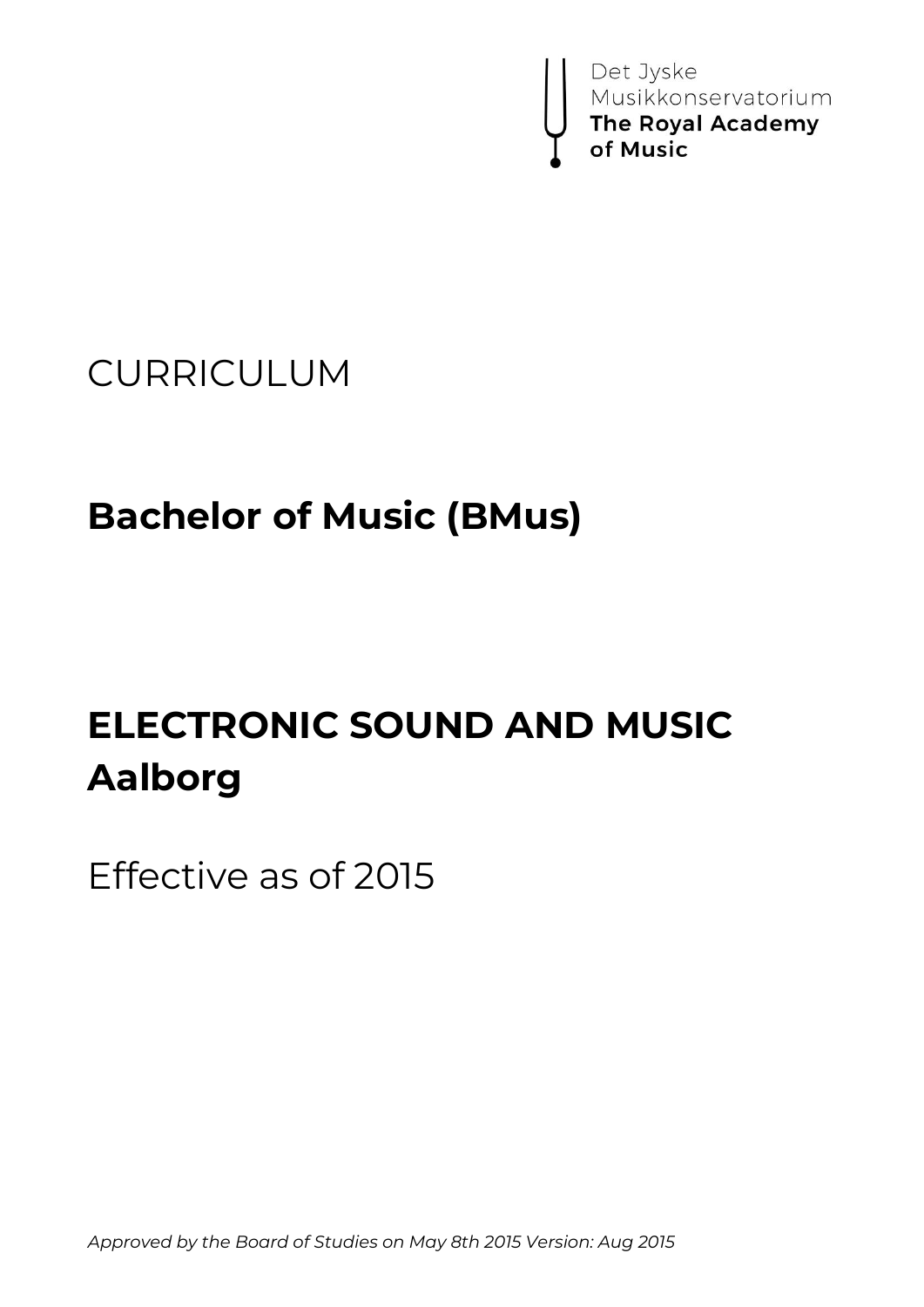Det Jyske
Musikkonservatorium
**The Royal Academy of Music**

CURRICULUM

# Bachelor of Music (BMus)

# ELECTRONIC SOUND AND MUSIC Aalborg

Effective as of 2015

*Approved by the Board of Studies on May 8th 2015 Version: Aug 2015*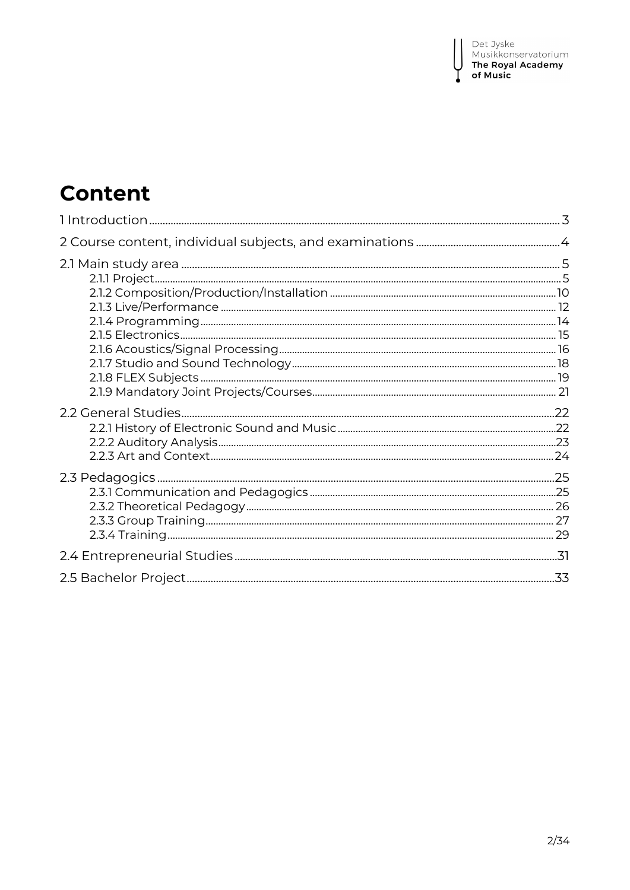# Content

1 Introduction ........ 3

2 Course content, individual subjects, and examinations ........ 4

2.1 Main study area ........ 5
- 2.1.1 Project ........ 5
- 2.1.2 Composition/Production/Installation ........ 10
- 2.1.3 Live/Performance ........ 12
- 2.1.4 Programming ........ 14
- 2.1.5 Electronics ........ 15
- 2.1.6 Acoustics/Signal Processing ........ 16
- 2.1.7 Studio and Sound Technology ........ 18
- 2.1.8 FLEX Subjects ........ 19
- 2.1.9 Mandatory Joint Projects/Courses ........ 21

2.2 General Studies ........ 22
- 2.2.1 History of Electronic Sound and Music ........ 22
- 2.2.2 Auditory Analysis ........ 23
- 2.2.3 Art and Context ........ 24

2.3 Pedagogics ........ 25
- 2.3.1 Communication and Pedagogics ........ 25
- 2.3.2 Theoretical Pedagogy ........ 26
- 2.3.3 Group Training ........ 27
- 2.3.4 Training ........ 29

2.4 Entrepreneurial Studies ........ 31

2.5 Bachelor Project ........ 33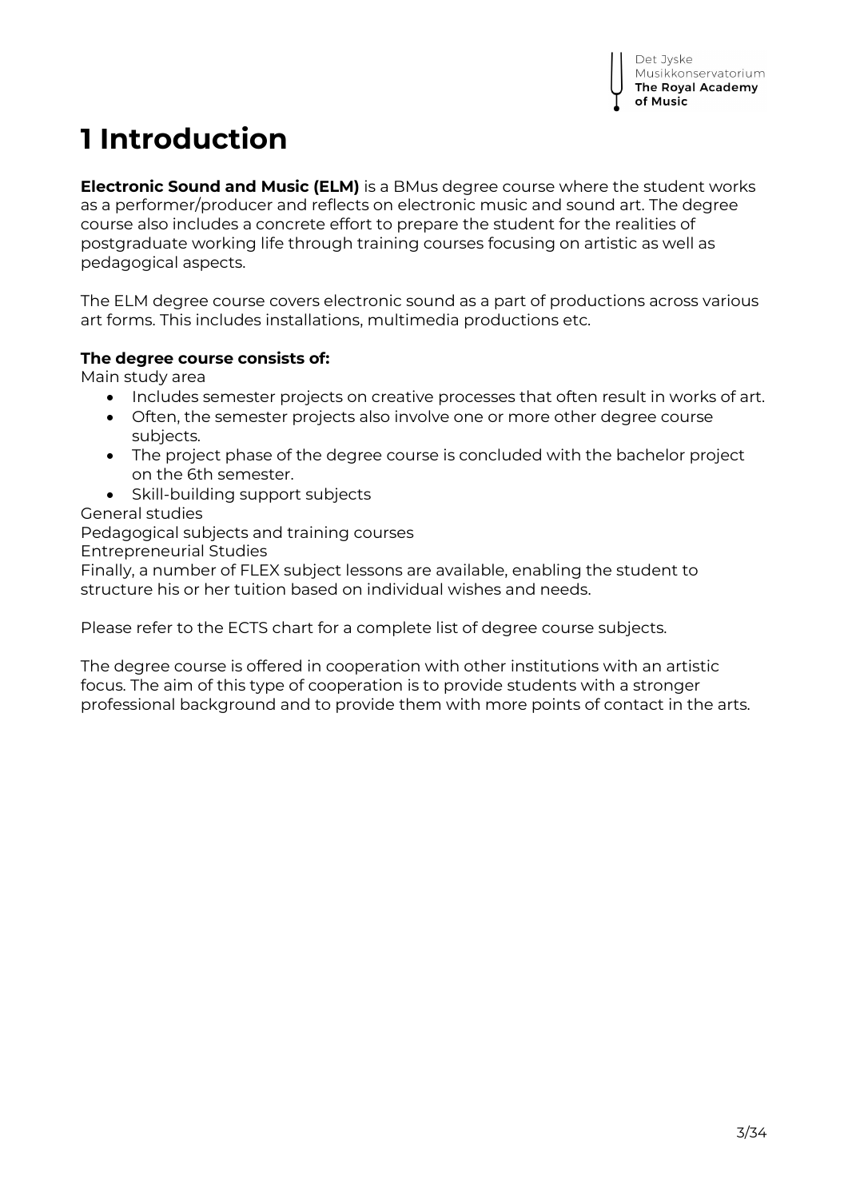# 1 Introduction

**Electronic Sound and Music (ELM)** is a BMus degree course where the student works as a performer/producer and reflects on electronic music and sound art. The degree course also includes a concrete effort to prepare the student for the realities of postgraduate working life through training courses focusing on artistic as well as pedagogical aspects.

The ELM degree course covers electronic sound as a part of productions across various art forms. This includes installations, multimedia productions etc.

**The degree course consists of:**

Main study area

- Includes semester projects on creative processes that often result in works of art.
- Often, the semester projects also involve one or more other degree course subjects.
- The project phase of the degree course is concluded with the bachelor project on the 6th semester.
- Skill-building support subjects

General studies

Pedagogical subjects and training courses

Entrepreneurial Studies

Finally, a number of FLEX subject lessons are available, enabling the student to structure his or her tuition based on individual wishes and needs.

Please refer to the ECTS chart for a complete list of degree course subjects.

The degree course is offered in cooperation with other institutions with an artistic focus. The aim of this type of cooperation is to provide students with a stronger professional background and to provide them with more points of contact in the arts.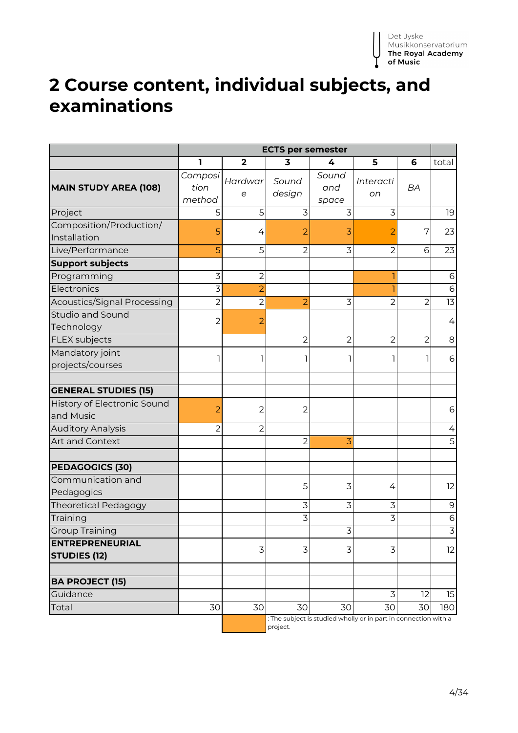# 2 Course content, individual subjects, and examinations

| | ECTS per semester | | | | | | |
|---|---|---|---|---|---|---|---|
| | 1 | 2 | 3 | 4 | 5 | 6 | total |
| **MAIN STUDY AREA (108)** | *Composition method* | *Hardware* | *Sound design* | *Sound and space* | *Interaction* | *BA* | |
| Project | 5 | 5 | 3 | 3 | 3 | | 19 |
| Composition/Production/ Installation | 5 | 4 | 2 | 3 | 2 | 7 | 23 |
| Live/Performance | 5 | 5 | 2 | 3 | 2 | 6 | 23 |
| **Support subjects** | | | | | | | |
| Programming | 3 | 2 | | | 1 | | 6 |
| Electronics | 3 | 2 | | | 1 | | 6 |
| Acoustics/Signal Processing | 2 | 2 | 2 | 3 | 2 | 2 | 13 |
| Studio and Sound Technology | 2 | 2 | | | | | 4 |
| FLEX subjects | | | 2 | 2 | 2 | 2 | 8 |
| Mandatory joint projects/courses | 1 | 1 | 1 | 1 | 1 | 1 | 6 |
| | | | | | | | |
| **GENERAL STUDIES (15)** | | | | | | | |
| History of Electronic Sound and Music | 2 | 2 | 2 | | | | 6 |
| Auditory Analysis | 2 | 2 | | | | | 4 |
| Art and Context | | | 2 | 3 | | | 5 |
| | | | | | | | |
| **PEDAGOGICS (30)** | | | | | | | |
| Communication and Pedagogics | | | 5 | 3 | 4 | | 12 |
| Theoretical Pedagogy | | | 3 | 3 | 3 | | 9 |
| Training | | | 3 | | 3 | | 6 |
| Group Training | | | | 3 | | | 3 |
| **ENTREPRENEURIAL STUDIES (12)** | | 3 | 3 | 3 | 3 | | 12 |
| | | | | | | | |
| **BA PROJECT (15)** | | | | | | | |
| Guidance | | | | | 3 | 12 | 15 |
| Total | 30 | 30 | 30 | 30 | 30 | 30 | 180 |

(Highlighted cell): The subject is studied wholly or in part in connection with a project.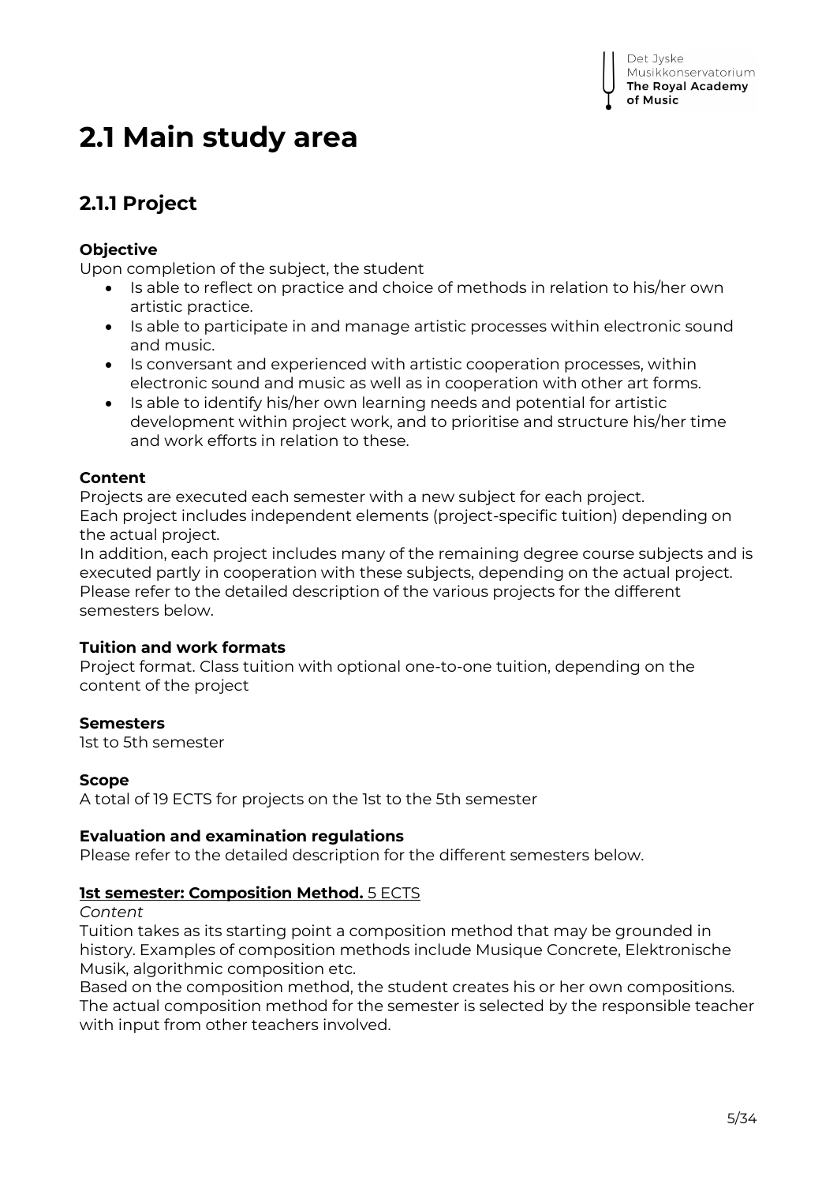# 2.1 Main study area

## 2.1.1 Project

**Objective**

Upon completion of the subject, the student

- Is able to reflect on practice and choice of methods in relation to his/her own artistic practice.
- Is able to participate in and manage artistic processes within electronic sound and music.
- Is conversant and experienced with artistic cooperation processes, within electronic sound and music as well as in cooperation with other art forms.
- Is able to identify his/her own learning needs and potential for artistic development within project work, and to prioritise and structure his/her time and work efforts in relation to these.

**Content**

Projects are executed each semester with a new subject for each project.
Each project includes independent elements (project-specific tuition) depending on the actual project.
In addition, each project includes many of the remaining degree course subjects and is executed partly in cooperation with these subjects, depending on the actual project.
Please refer to the detailed description of the various projects for the different semesters below.

**Tuition and work formats**

Project format. Class tuition with optional one-to-one tuition, depending on the content of the project

**Semesters**

1st to 5th semester

**Scope**

A total of 19 ECTS for projects on the 1st to the 5th semester

**Evaluation and examination regulations**

Please refer to the detailed description for the different semesters below.

**1st semester: Composition Method.** 5 ECTS

*Content*

Tuition takes as its starting point a composition method that may be grounded in history. Examples of composition methods include Musique Concrete, Elektronische Musik, algorithmic composition etc.
Based on the composition method, the student creates his or her own compositions. The actual composition method for the semester is selected by the responsible teacher with input from other teachers involved.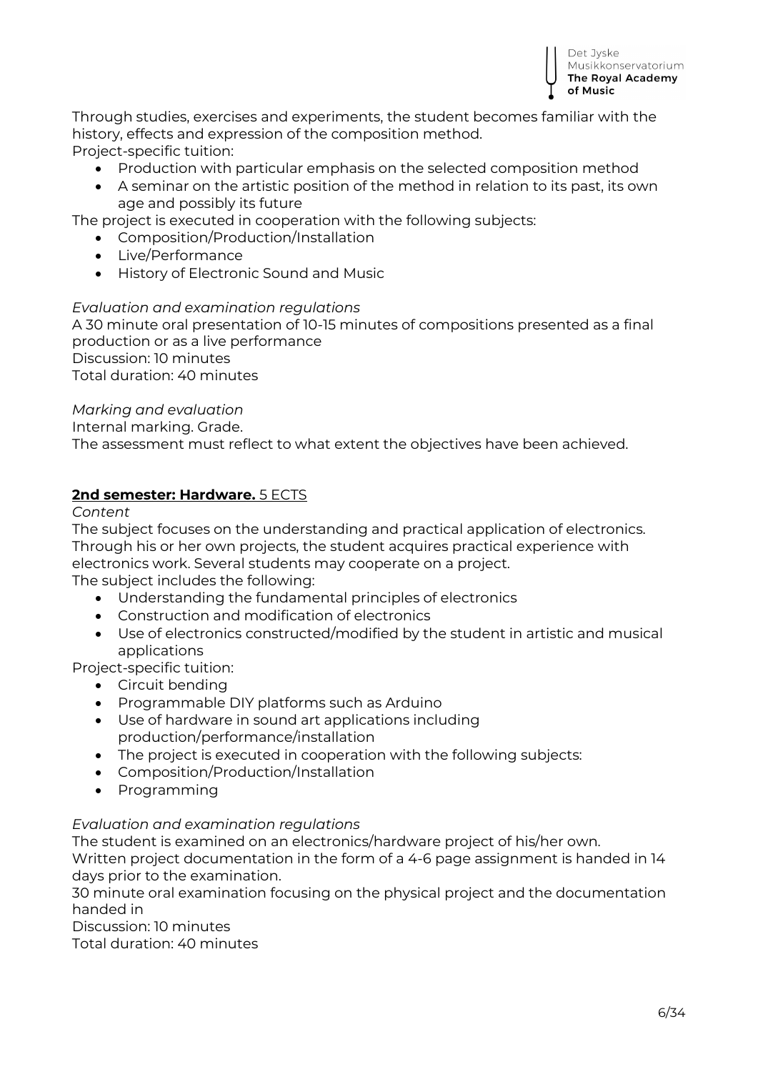Through studies, exercises and experiments, the student becomes familiar with the history, effects and expression of the composition method.
Project-specific tuition:

- Production with particular emphasis on the selected composition method
- A seminar on the artistic position of the method in relation to its past, its own age and possibly its future

The project is executed in cooperation with the following subjects:

- Composition/Production/Installation
- Live/Performance
- History of Electronic Sound and Music

*Evaluation and examination regulations*
A 30 minute oral presentation of 10-15 minutes of compositions presented as a final production or as a live performance
Discussion: 10 minutes
Total duration: 40 minutes

*Marking and evaluation*
Internal marking. Grade.
The assessment must reflect to what extent the objectives have been achieved.

### **2nd semester: Hardware.** 5 ECTS

*Content*
The subject focuses on the understanding and practical application of electronics. Through his or her own projects, the student acquires practical experience with electronics work. Several students may cooperate on a project.
The subject includes the following:

- Understanding the fundamental principles of electronics
- Construction and modification of electronics
- Use of electronics constructed/modified by the student in artistic and musical applications

Project-specific tuition:

- Circuit bending
- Programmable DIY platforms such as Arduino
- Use of hardware in sound art applications including production/performance/installation
- The project is executed in cooperation with the following subjects:
- Composition/Production/Installation
- Programming

*Evaluation and examination regulations*
The student is examined on an electronics/hardware project of his/her own.
Written project documentation in the form of a 4-6 page assignment is handed in 14 days prior to the examination.
30 minute oral examination focusing on the physical project and the documentation handed in
Discussion: 10 minutes
Total duration: 40 minutes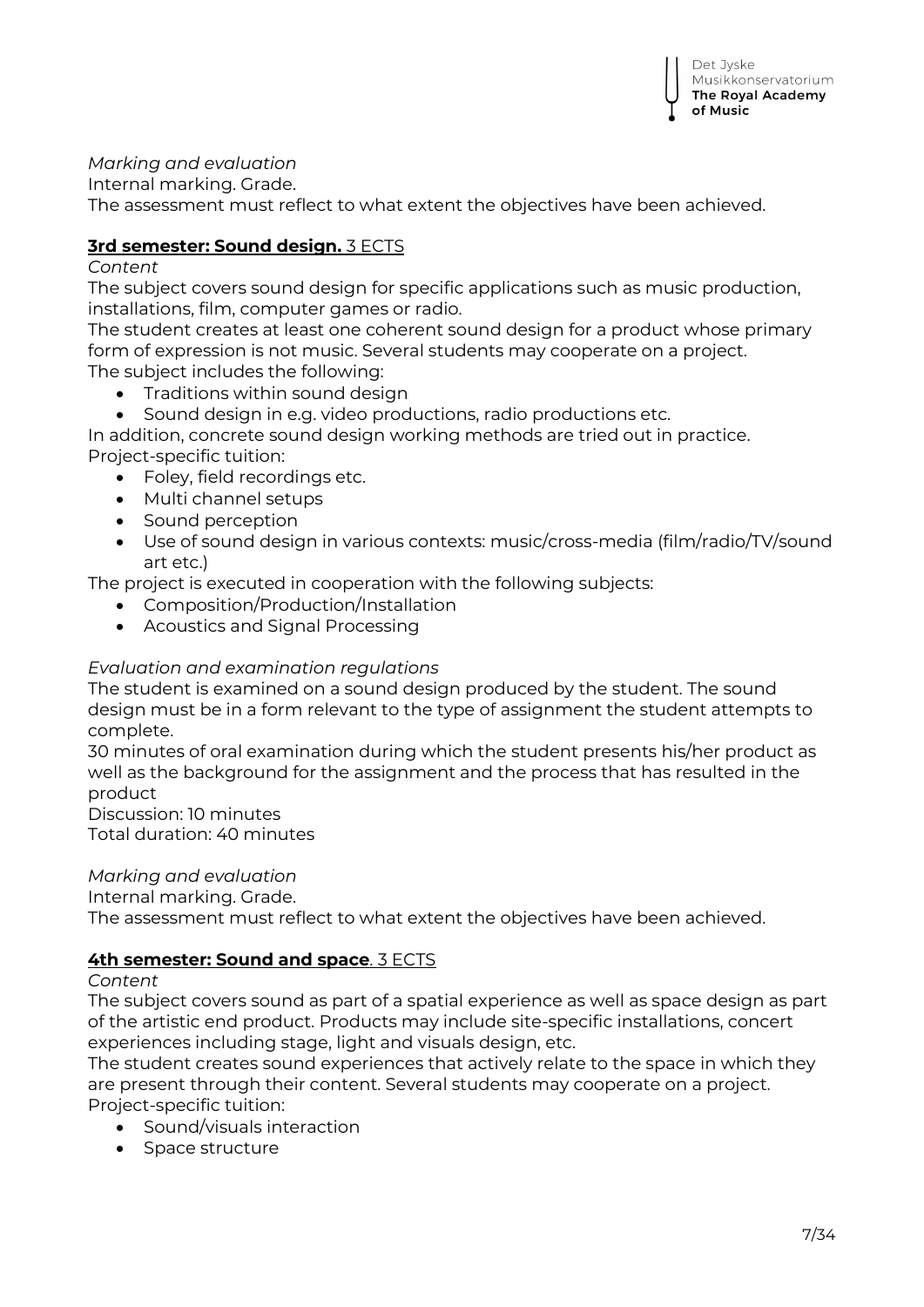*Marking and evaluation*

Internal marking. Grade.

The assessment must reflect to what extent the objectives have been achieved.

## **3rd semester: Sound design.** 3 ECTS

*Content*

The subject covers sound design for specific applications such as music production, installations, film, computer games or radio.

The student creates at least one coherent sound design for a product whose primary form of expression is not music. Several students may cooperate on a project.

The subject includes the following:

- Traditions within sound design
- Sound design in e.g. video productions, radio productions etc.

In addition, concrete sound design working methods are tried out in practice.

Project-specific tuition:

- Foley, field recordings etc.
- Multi channel setups
- Sound perception
- Use of sound design in various contexts: music/cross-media (film/radio/TV/sound art etc.)

The project is executed in cooperation with the following subjects:

- Composition/Production/Installation
- Acoustics and Signal Processing

*Evaluation and examination regulations*

The student is examined on a sound design produced by the student. The sound design must be in a form relevant to the type of assignment the student attempts to complete.

30 minutes of oral examination during which the student presents his/her product as well as the background for the assignment and the process that has resulted in the product

Discussion: 10 minutes

Total duration: 40 minutes

*Marking and evaluation*

Internal marking. Grade.

The assessment must reflect to what extent the objectives have been achieved.

## **4th semester: Sound and space**. 3 ECTS

*Content*

The subject covers sound as part of a spatial experience as well as space design as part of the artistic end product. Products may include site-specific installations, concert experiences including stage, light and visuals design, etc.

The student creates sound experiences that actively relate to the space in which they are present through their content. Several students may cooperate on a project.

Project-specific tuition:

- Sound/visuals interaction
- Space structure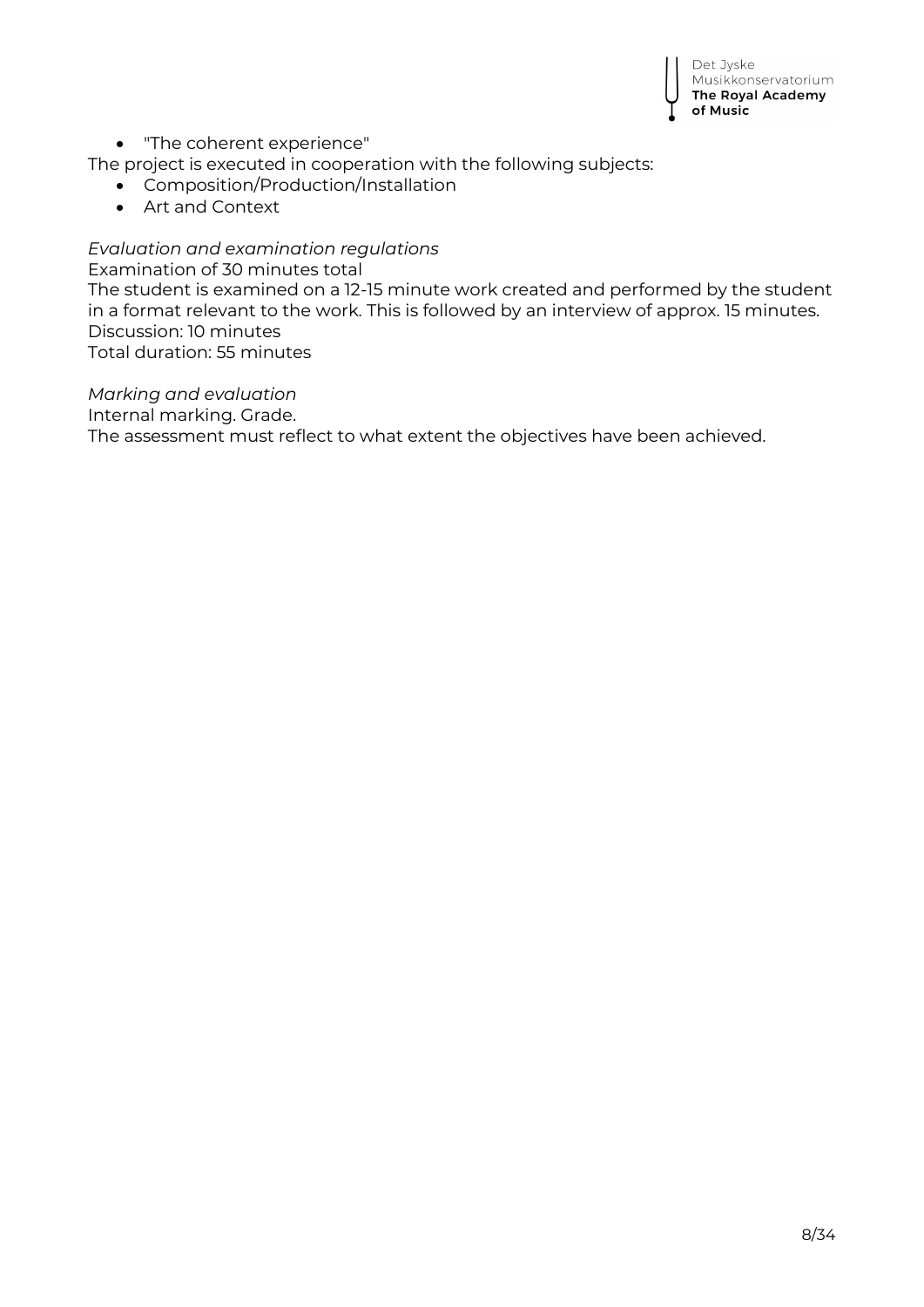- "The coherent experience"

The project is executed in cooperation with the following subjects:

- Composition/Production/Installation
- Art and Context

*Evaluation and examination regulations*

Examination of 30 minutes total

The student is examined on a 12-15 minute work created and performed by the student in a format relevant to the work. This is followed by an interview of approx. 15 minutes.

Discussion: 10 minutes

Total duration: 55 minutes

*Marking and evaluation*

Internal marking. Grade.

The assessment must reflect to what extent the objectives have been achieved.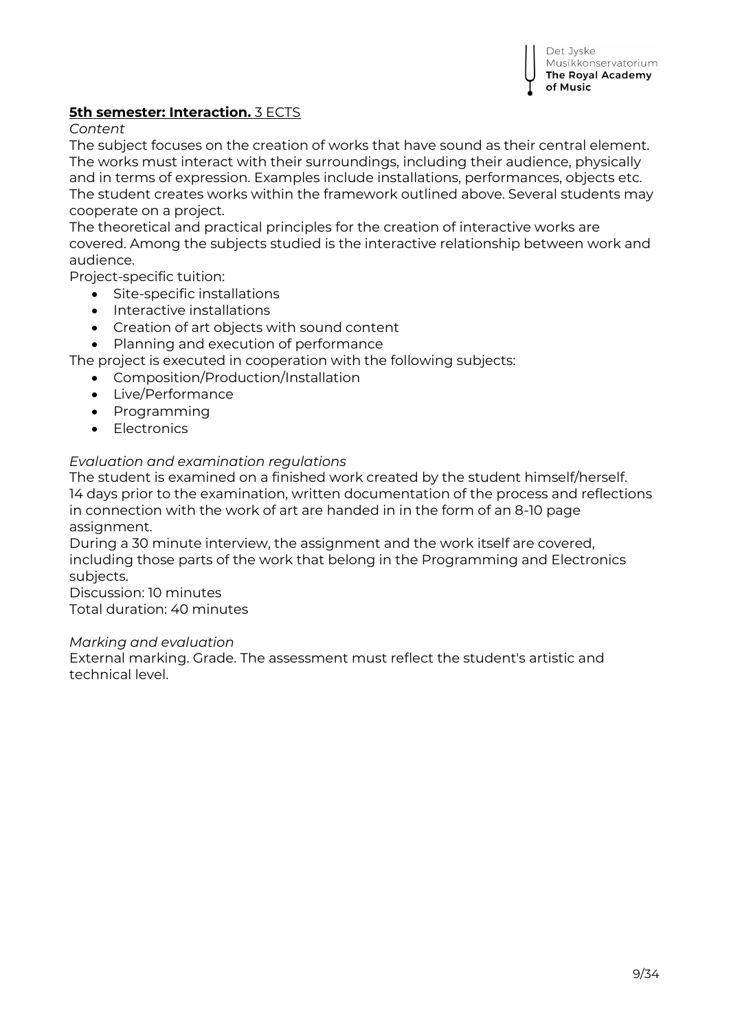**5th semester: Interaction.** 3 ECTS

*Content*

The subject focuses on the creation of works that have sound as their central element. The works must interact with their surroundings, including their audience, physically and in terms of expression. Examples include installations, performances, objects etc. The student creates works within the framework outlined above. Several students may cooperate on a project.

The theoretical and practical principles for the creation of interactive works are covered. Among the subjects studied is the interactive relationship between work and audience.

Project-specific tuition:

- Site-specific installations
- Interactive installations
- Creation of art objects with sound content
- Planning and execution of performance

The project is executed in cooperation with the following subjects:

- Composition/Production/Installation
- Live/Performance
- Programming
- Electronics

*Evaluation and examination regulations*

The student is examined on a finished work created by the student himself/herself. 14 days prior to the examination, written documentation of the process and reflections in connection with the work of art are handed in in the form of an 8-10 page assignment.

During a 30 minute interview, the assignment and the work itself are covered, including those parts of the work that belong in the Programming and Electronics subjects.

Discussion: 10 minutes

Total duration: 40 minutes

*Marking and evaluation*

External marking. Grade. The assessment must reflect the student's artistic and technical level.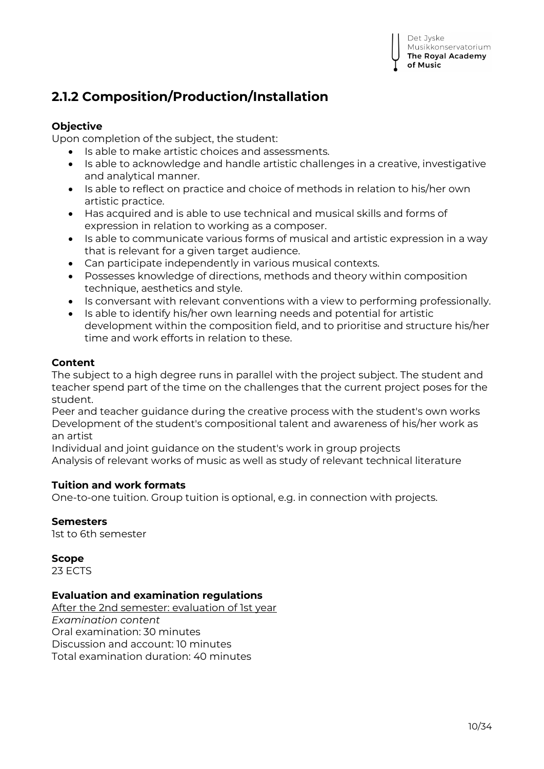## 2.1.2 Composition/Production/Installation

**Objective**

Upon completion of the subject, the student:

- Is able to make artistic choices and assessments.
- Is able to acknowledge and handle artistic challenges in a creative, investigative and analytical manner.
- Is able to reflect on practice and choice of methods in relation to his/her own artistic practice.
- Has acquired and is able to use technical and musical skills and forms of expression in relation to working as a composer.
- Is able to communicate various forms of musical and artistic expression in a way that is relevant for a given target audience.
- Can participate independently in various musical contexts.
- Possesses knowledge of directions, methods and theory within composition technique, aesthetics and style.
- Is conversant with relevant conventions with a view to performing professionally.
- Is able to identify his/her own learning needs and potential for artistic development within the composition field, and to prioritise and structure his/her time and work efforts in relation to these.

**Content**

The subject to a high degree runs in parallel with the project subject. The student and teacher spend part of the time on the challenges that the current project poses for the student.
Peer and teacher guidance during the creative process with the student's own works
Development of the student's compositional talent and awareness of his/her work as an artist
Individual and joint guidance on the student's work in group projects
Analysis of relevant works of music as well as study of relevant technical literature

**Tuition and work formats**

One-to-one tuition. Group tuition is optional, e.g. in connection with projects.

**Semesters**

1st to 6th semester

**Scope**

23 ECTS

**Evaluation and examination regulations**

<u>After the 2nd semester: evaluation of 1st year</u>
*Examination content*
Oral examination: 30 minutes
Discussion and account: 10 minutes
Total examination duration: 40 minutes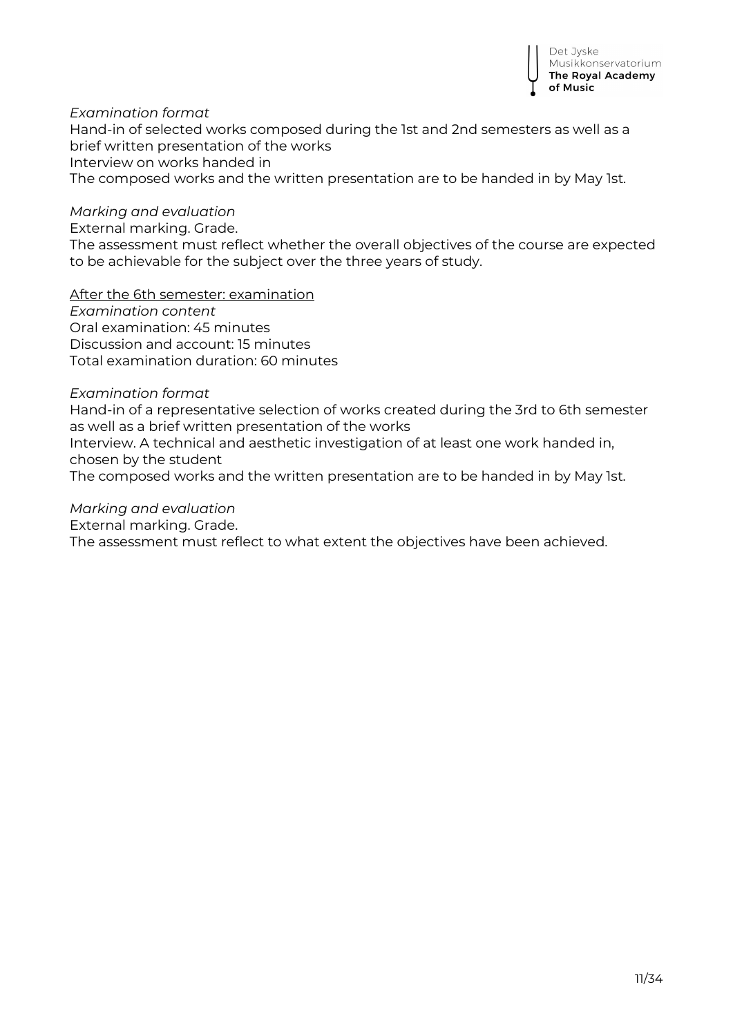*Examination format*

Hand-in of selected works composed during the 1st and 2nd semesters as well as a brief written presentation of the works

Interview on works handed in

The composed works and the written presentation are to be handed in by May 1st.

*Marking and evaluation*

External marking. Grade.

The assessment must reflect whether the overall objectives of the course are expected to be achievable for the subject over the three years of study.

<u>After the 6th semester: examination</u>

*Examination content*

Oral examination: 45 minutes

Discussion and account: 15 minutes

Total examination duration: 60 minutes

*Examination format*

Hand-in of a representative selection of works created during the 3rd to 6th semester as well as a brief written presentation of the works

Interview. A technical and aesthetic investigation of at least one work handed in, chosen by the student

The composed works and the written presentation are to be handed in by May 1st.

*Marking and evaluation*

External marking. Grade.

The assessment must reflect to what extent the objectives have been achieved.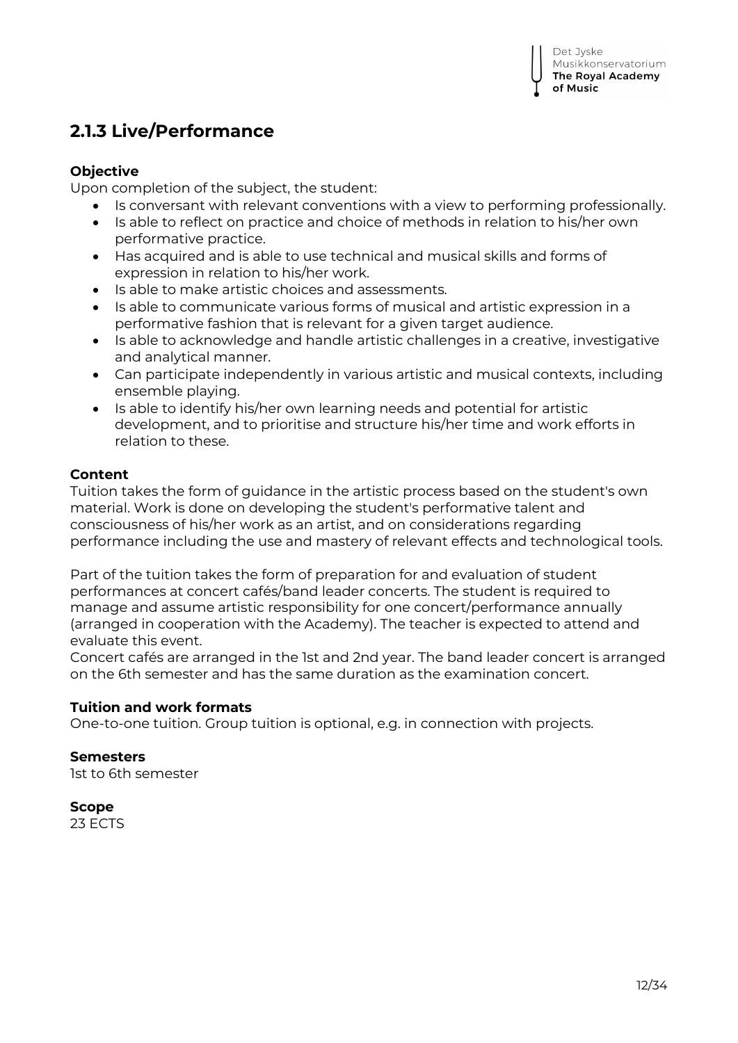## 2.1.3 Live/Performance

**Objective**

Upon completion of the subject, the student:

- Is conversant with relevant conventions with a view to performing professionally.
- Is able to reflect on practice and choice of methods in relation to his/her own performative practice.
- Has acquired and is able to use technical and musical skills and forms of expression in relation to his/her work.
- Is able to make artistic choices and assessments.
- Is able to communicate various forms of musical and artistic expression in a performative fashion that is relevant for a given target audience.
- Is able to acknowledge and handle artistic challenges in a creative, investigative and analytical manner.
- Can participate independently in various artistic and musical contexts, including ensemble playing.
- Is able to identify his/her own learning needs and potential for artistic development, and to prioritise and structure his/her time and work efforts in relation to these.

**Content**

Tuition takes the form of guidance in the artistic process based on the student's own material. Work is done on developing the student's performative talent and consciousness of his/her work as an artist, and on considerations regarding performance including the use and mastery of relevant effects and technological tools.

Part of the tuition takes the form of preparation for and evaluation of student performances at concert cafés/band leader concerts. The student is required to manage and assume artistic responsibility for one concert/performance annually (arranged in cooperation with the Academy). The teacher is expected to attend and evaluate this event.
Concert cafés are arranged in the 1st and 2nd year. The band leader concert is arranged on the 6th semester and has the same duration as the examination concert.

**Tuition and work formats**

One-to-one tuition. Group tuition is optional, e.g. in connection with projects.

**Semesters**

1st to 6th semester

**Scope**

23 ECTS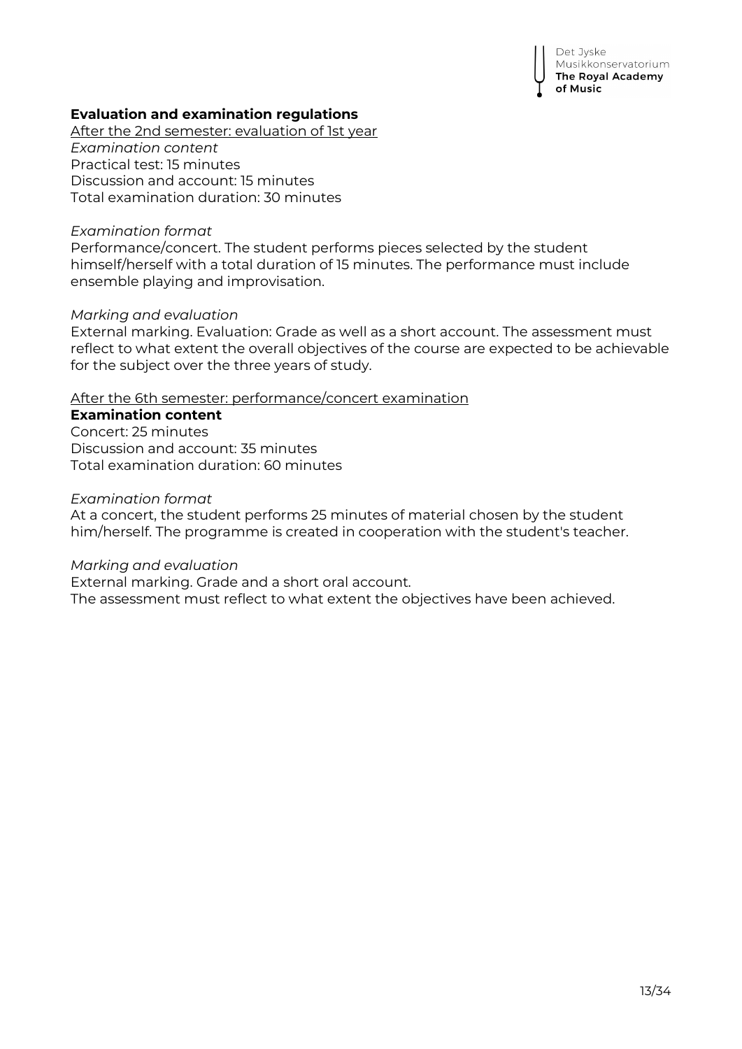**Evaluation and examination regulations**

<u>After the 2nd semester: evaluation of 1st year</u>

*Examination content*

Practical test: 15 minutes
Discussion and account: 15 minutes
Total examination duration: 30 minutes

*Examination format*

Performance/concert. The student performs pieces selected by the student himself/herself with a total duration of 15 minutes. The performance must include ensemble playing and improvisation.

*Marking and evaluation*

External marking. Evaluation: Grade as well as a short account. The assessment must reflect to what extent the overall objectives of the course are expected to be achievable for the subject over the three years of study.

<u>After the 6th semester: performance/concert examination</u>

**Examination content**

Concert: 25 minutes
Discussion and account: 35 minutes
Total examination duration: 60 minutes

*Examination format*

At a concert, the student performs 25 minutes of material chosen by the student him/herself. The programme is created in cooperation with the student's teacher.

*Marking and evaluation*

External marking. Grade and a short oral account.
The assessment must reflect to what extent the objectives have been achieved.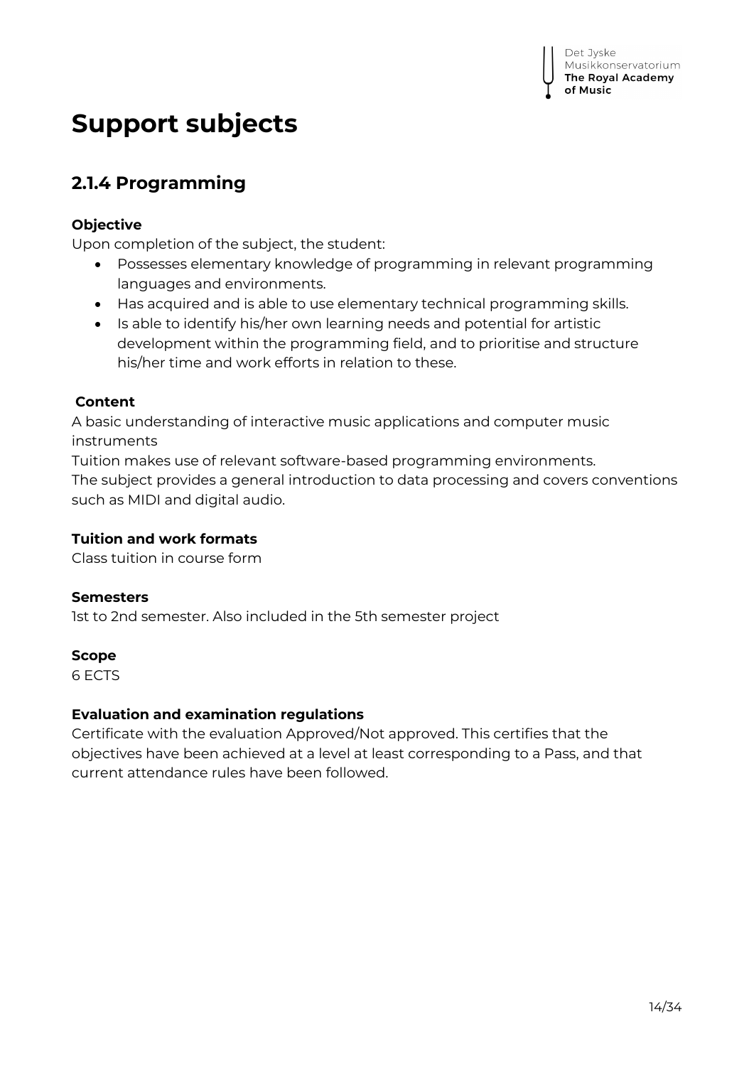# Support subjects

## 2.1.4 Programming

**Objective**

Upon completion of the subject, the student:

- Possesses elementary knowledge of programming in relevant programming languages and environments.
- Has acquired and is able to use elementary technical programming skills.
- Is able to identify his/her own learning needs and potential for artistic development within the programming field, and to prioritise and structure his/her time and work efforts in relation to these.

**Content**

A basic understanding of interactive music applications and computer music instruments

Tuition makes use of relevant software-based programming environments.

The subject provides a general introduction to data processing and covers conventions such as MIDI and digital audio.

**Tuition and work formats**

Class tuition in course form

**Semesters**

1st to 2nd semester. Also included in the 5th semester project

**Scope**

6 ECTS

**Evaluation and examination regulations**

Certificate with the evaluation Approved/Not approved. This certifies that the objectives have been achieved at a level at least corresponding to a Pass, and that current attendance rules have been followed.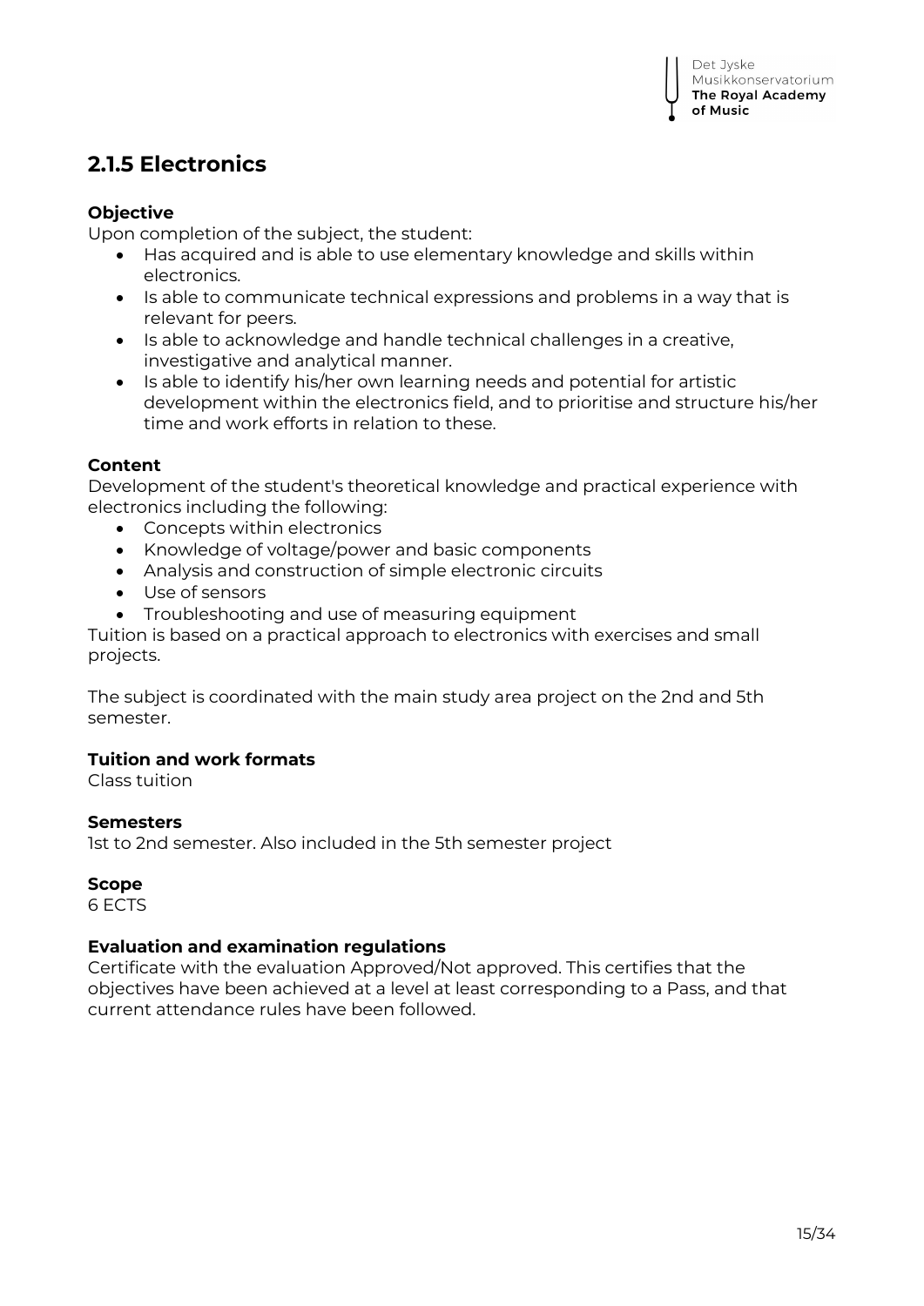## 2.1.5 Electronics

**Objective**

Upon completion of the subject, the student:

- Has acquired and is able to use elementary knowledge and skills within electronics.
- Is able to communicate technical expressions and problems in a way that is relevant for peers.
- Is able to acknowledge and handle technical challenges in a creative, investigative and analytical manner.
- Is able to identify his/her own learning needs and potential for artistic development within the electronics field, and to prioritise and structure his/her time and work efforts in relation to these.

**Content**

Development of the student's theoretical knowledge and practical experience with electronics including the following:

- Concepts within electronics
- Knowledge of voltage/power and basic components
- Analysis and construction of simple electronic circuits
- Use of sensors
- Troubleshooting and use of measuring equipment

Tuition is based on a practical approach to electronics with exercises and small projects.

The subject is coordinated with the main study area project on the 2nd and 5th semester.

**Tuition and work formats**

Class tuition

**Semesters**

1st to 2nd semester. Also included in the 5th semester project

**Scope**

6 ECTS

**Evaluation and examination regulations**

Certificate with the evaluation Approved/Not approved. This certifies that the objectives have been achieved at a level at least corresponding to a Pass, and that current attendance rules have been followed.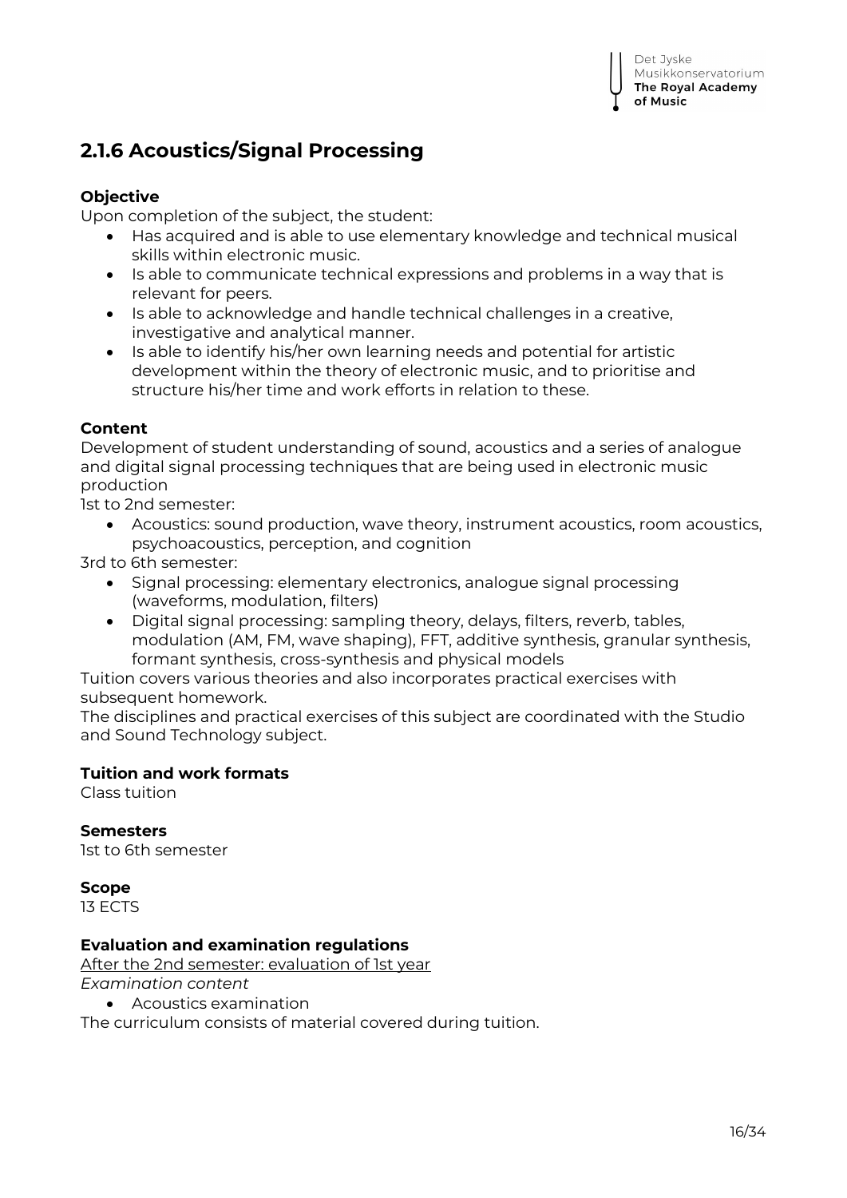## 2.1.6 Acoustics/Signal Processing

**Objective**

Upon completion of the subject, the student:

- Has acquired and is able to use elementary knowledge and technical musical skills within electronic music.
- Is able to communicate technical expressions and problems in a way that is relevant for peers.
- Is able to acknowledge and handle technical challenges in a creative, investigative and analytical manner.
- Is able to identify his/her own learning needs and potential for artistic development within the theory of electronic music, and to prioritise and structure his/her time and work efforts in relation to these.

**Content**

Development of student understanding of sound, acoustics and a series of analogue and digital signal processing techniques that are being used in electronic music production

1st to 2nd semester:

- Acoustics: sound production, wave theory, instrument acoustics, room acoustics, psychoacoustics, perception, and cognition

3rd to 6th semester:

- Signal processing: elementary electronics, analogue signal processing (waveforms, modulation, filters)
- Digital signal processing: sampling theory, delays, filters, reverb, tables, modulation (AM, FM, wave shaping), FFT, additive synthesis, granular synthesis, formant synthesis, cross-synthesis and physical models

Tuition covers various theories and also incorporates practical exercises with subsequent homework.

The disciplines and practical exercises of this subject are coordinated with the Studio and Sound Technology subject.

**Tuition and work formats**

Class tuition

**Semesters**

1st to 6th semester

**Scope**

13 ECTS

**Evaluation and examination regulations**

After the 2nd semester: evaluation of 1st year

*Examination content*

- Acoustics examination

The curriculum consists of material covered during tuition.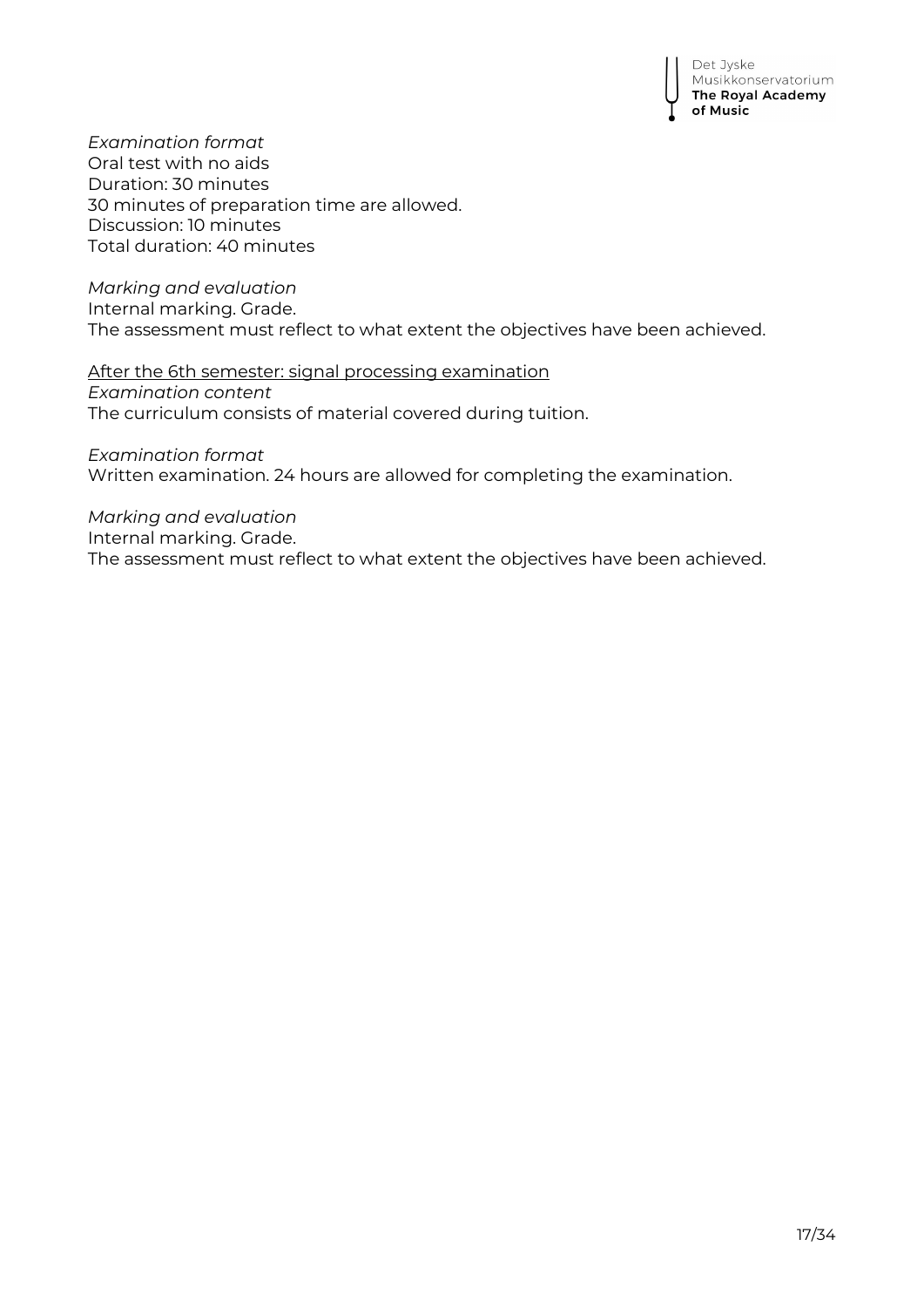*Examination format*
Oral test with no aids
Duration: 30 minutes
30 minutes of preparation time are allowed.
Discussion: 10 minutes
Total duration: 40 minutes

*Marking and evaluation*
Internal marking. Grade.
The assessment must reflect to what extent the objectives have been achieved.

<u>After the 6th semester: signal processing examination</u>
*Examination content*
The curriculum consists of material covered during tuition.

*Examination format*
Written examination. 24 hours are allowed for completing the examination.

*Marking and evaluation*
Internal marking. Grade.
The assessment must reflect to what extent the objectives have been achieved.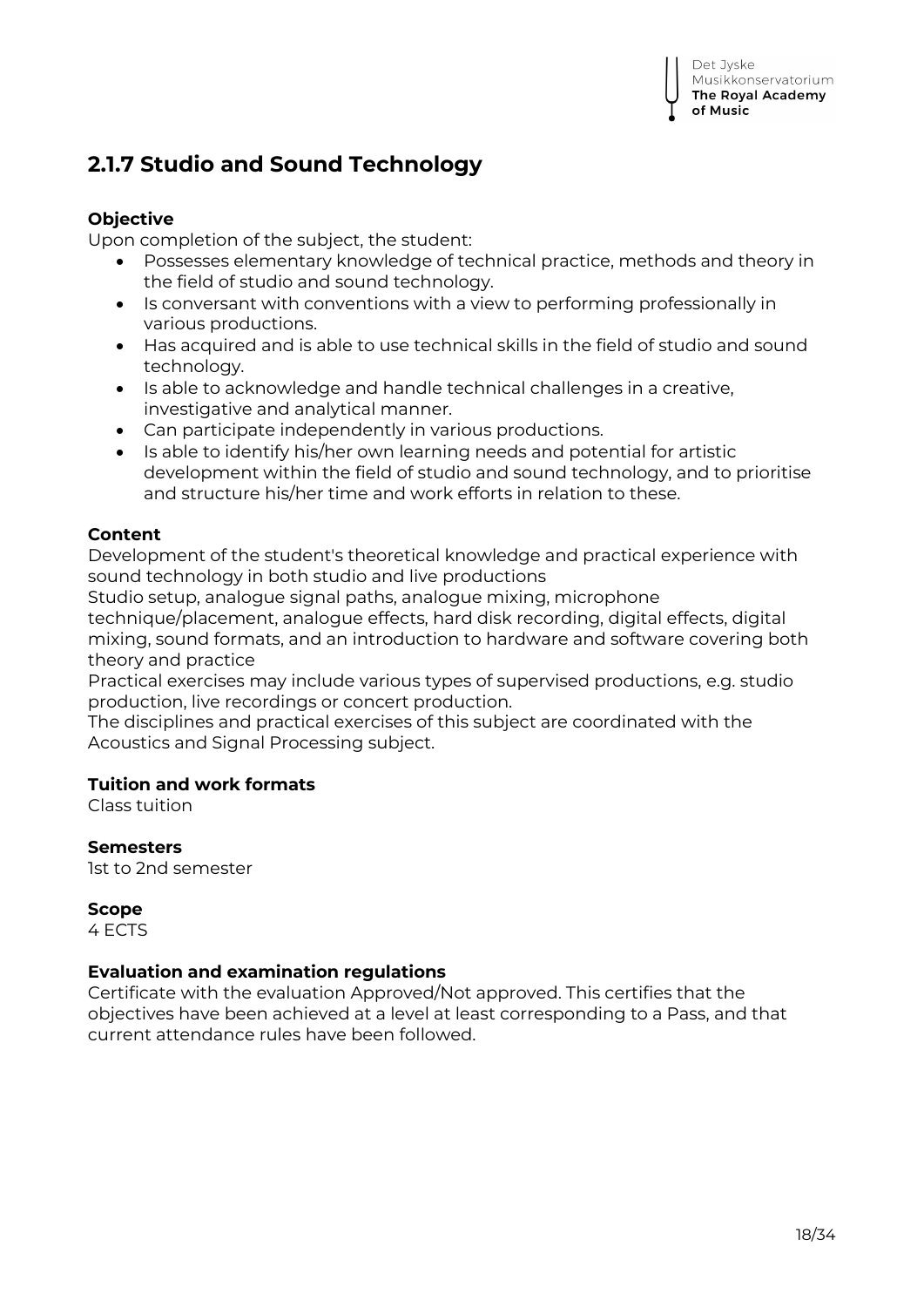## 2.1.7 Studio and Sound Technology

**Objective**

Upon completion of the subject, the student:

- Possesses elementary knowledge of technical practice, methods and theory in the field of studio and sound technology.
- Is conversant with conventions with a view to performing professionally in various productions.
- Has acquired and is able to use technical skills in the field of studio and sound technology.
- Is able to acknowledge and handle technical challenges in a creative, investigative and analytical manner.
- Can participate independently in various productions.
- Is able to identify his/her own learning needs and potential for artistic development within the field of studio and sound technology, and to prioritise and structure his/her time and work efforts in relation to these.

**Content**

Development of the student's theoretical knowledge and practical experience with sound technology in both studio and live productions

Studio setup, analogue signal paths, analogue mixing, microphone technique/placement, analogue effects, hard disk recording, digital effects, digital mixing, sound formats, and an introduction to hardware and software covering both theory and practice

Practical exercises may include various types of supervised productions, e.g. studio production, live recordings or concert production.

The disciplines and practical exercises of this subject are coordinated with the Acoustics and Signal Processing subject.

**Tuition and work formats**

Class tuition

**Semesters**

1st to 2nd semester

**Scope**

4 ECTS

**Evaluation and examination regulations**

Certificate with the evaluation Approved/Not approved. This certifies that the objectives have been achieved at a level at least corresponding to a Pass, and that current attendance rules have been followed.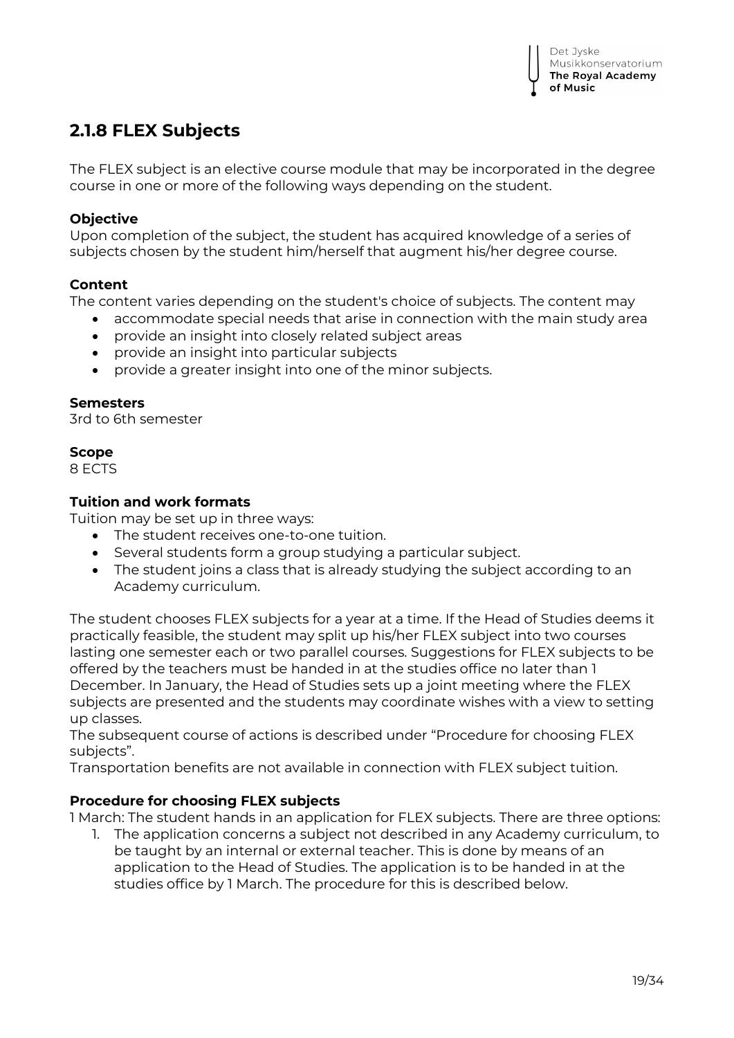## 2.1.8 FLEX Subjects

The FLEX subject is an elective course module that may be incorporated in the degree course in one or more of the following ways depending on the student.

**Objective**
Upon completion of the subject, the student has acquired knowledge of a series of subjects chosen by the student him/herself that augment his/her degree course.

**Content**
The content varies depending on the student's choice of subjects. The content may

- accommodate special needs that arise in connection with the main study area
- provide an insight into closely related subject areas
- provide an insight into particular subjects
- provide a greater insight into one of the minor subjects.

**Semesters**
3rd to 6th semester

**Scope**
8 ECTS

**Tuition and work formats**
Tuition may be set up in three ways:

- The student receives one-to-one tuition.
- Several students form a group studying a particular subject.
- The student joins a class that is already studying the subject according to an Academy curriculum.

The student chooses FLEX subjects for a year at a time. If the Head of Studies deems it practically feasible, the student may split up his/her FLEX subject into two courses lasting one semester each or two parallel courses. Suggestions for FLEX subjects to be offered by the teachers must be handed in at the studies office no later than 1 December. In January, the Head of Studies sets up a joint meeting where the FLEX subjects are presented and the students may coordinate wishes with a view to setting up classes.
The subsequent course of actions is described under "Procedure for choosing FLEX subjects".
Transportation benefits are not available in connection with FLEX subject tuition.

**Procedure for choosing FLEX subjects**
1 March: The student hands in an application for FLEX subjects. There are three options:

1. The application concerns a subject not described in any Academy curriculum, to be taught by an internal or external teacher. This is done by means of an application to the Head of Studies. The application is to be handed in at the studies office by 1 March. The procedure for this is described below.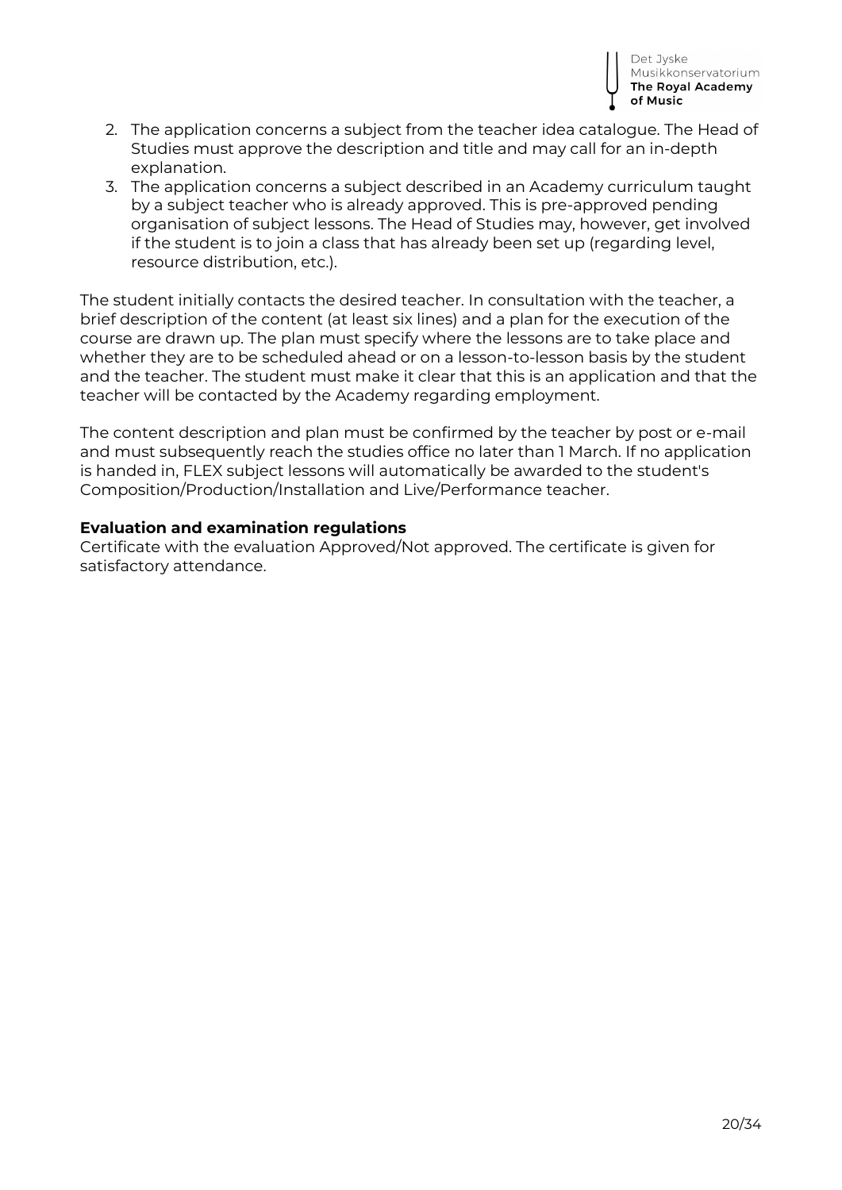2. The application concerns a subject from the teacher idea catalogue. The Head of Studies must approve the description and title and may call for an in-depth explanation.
3. The application concerns a subject described in an Academy curriculum taught by a subject teacher who is already approved. This is pre-approved pending organisation of subject lessons. The Head of Studies may, however, get involved if the student is to join a class that has already been set up (regarding level, resource distribution, etc.).

The student initially contacts the desired teacher. In consultation with the teacher, a brief description of the content (at least six lines) and a plan for the execution of the course are drawn up. The plan must specify where the lessons are to take place and whether they are to be scheduled ahead or on a lesson-to-lesson basis by the student and the teacher. The student must make it clear that this is an application and that the teacher will be contacted by the Academy regarding employment.

The content description and plan must be confirmed by the teacher by post or e-mail and must subsequently reach the studies office no later than 1 March. If no application is handed in, FLEX subject lessons will automatically be awarded to the student's Composition/Production/Installation and Live/Performance teacher.

**Evaluation and examination regulations**
Certificate with the evaluation Approved/Not approved. The certificate is given for satisfactory attendance.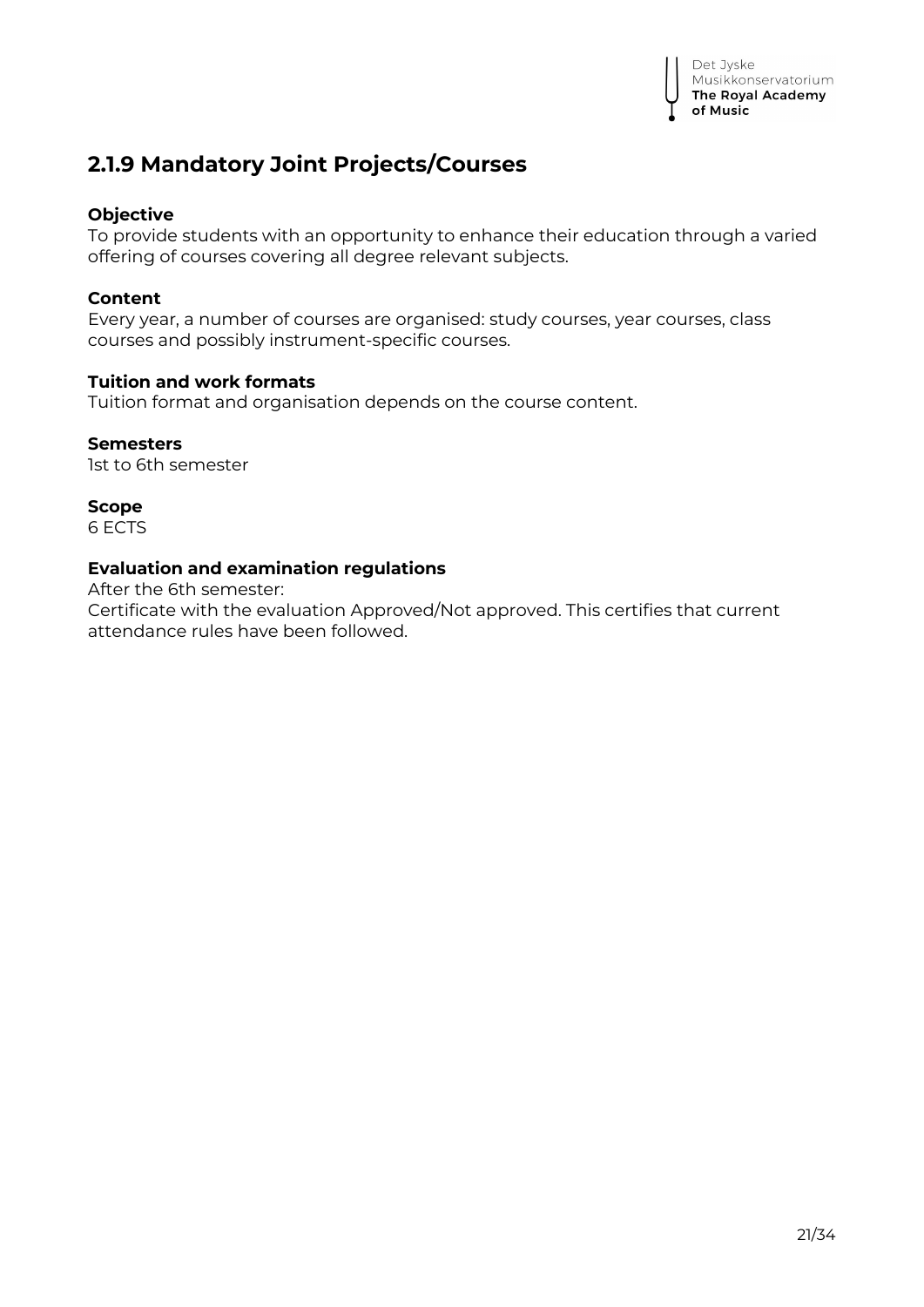## 2.1.9 Mandatory Joint Projects/Courses

**Objective**
To provide students with an opportunity to enhance their education through a varied offering of courses covering all degree relevant subjects.

**Content**
Every year, a number of courses are organised: study courses, year courses, class courses and possibly instrument-specific courses.

**Tuition and work formats**
Tuition format and organisation depends on the course content.

**Semesters**
1st to 6th semester

**Scope**
6 ECTS

**Evaluation and examination regulations**
After the 6th semester:
Certificate with the evaluation Approved/Not approved. This certifies that current attendance rules have been followed.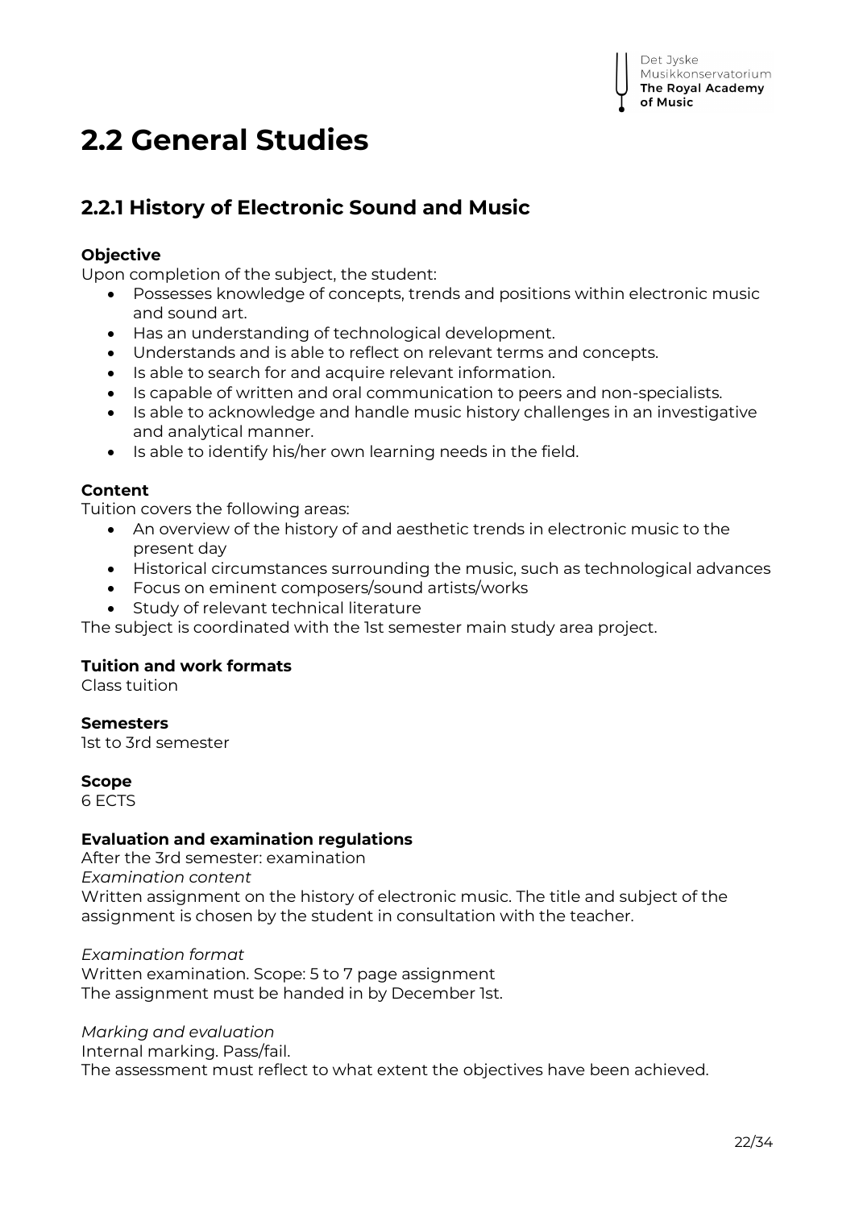# 2.2 General Studies

## 2.2.1 History of Electronic Sound and Music

**Objective**

Upon completion of the subject, the student:

- Possesses knowledge of concepts, trends and positions within electronic music and sound art.
- Has an understanding of technological development.
- Understands and is able to reflect on relevant terms and concepts.
- Is able to search for and acquire relevant information.
- Is capable of written and oral communication to peers and non-specialists.
- Is able to acknowledge and handle music history challenges in an investigative and analytical manner.
- Is able to identify his/her own learning needs in the field.

**Content**

Tuition covers the following areas:

- An overview of the history of and aesthetic trends in electronic music to the present day
- Historical circumstances surrounding the music, such as technological advances
- Focus on eminent composers/sound artists/works
- Study of relevant technical literature

The subject is coordinated with the 1st semester main study area project.

**Tuition and work formats**

Class tuition

**Semesters**

1st to 3rd semester

**Scope**

6 ECTS

**Evaluation and examination regulations**

After the 3rd semester: examination

*Examination content*

Written assignment on the history of electronic music. The title and subject of the assignment is chosen by the student in consultation with the teacher.

*Examination format*

Written examination. Scope: 5 to 7 page assignment

The assignment must be handed in by December 1st.

*Marking and evaluation*

Internal marking. Pass/fail.

The assessment must reflect to what extent the objectives have been achieved.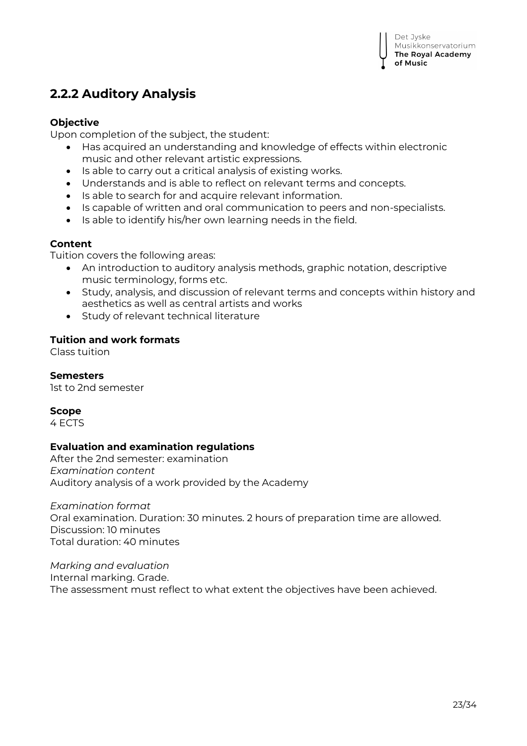## 2.2.2 Auditory Analysis

**Objective**

Upon completion of the subject, the student:

- Has acquired an understanding and knowledge of effects within electronic music and other relevant artistic expressions.
- Is able to carry out a critical analysis of existing works.
- Understands and is able to reflect on relevant terms and concepts.
- Is able to search for and acquire relevant information.
- Is capable of written and oral communication to peers and non-specialists.
- Is able to identify his/her own learning needs in the field.

**Content**

Tuition covers the following areas:

- An introduction to auditory analysis methods, graphic notation, descriptive music terminology, forms etc.
- Study, analysis, and discussion of relevant terms and concepts within history and aesthetics as well as central artists and works
- Study of relevant technical literature

**Tuition and work formats**

Class tuition

**Semesters**

1st to 2nd semester

**Scope**

4 ECTS

**Evaluation and examination regulations**

After the 2nd semester: examination

*Examination content*

Auditory analysis of a work provided by the Academy

*Examination format*

Oral examination. Duration: 30 minutes. 2 hours of preparation time are allowed.
Discussion: 10 minutes
Total duration: 40 minutes

*Marking and evaluation*

Internal marking. Grade.
The assessment must reflect to what extent the objectives have been achieved.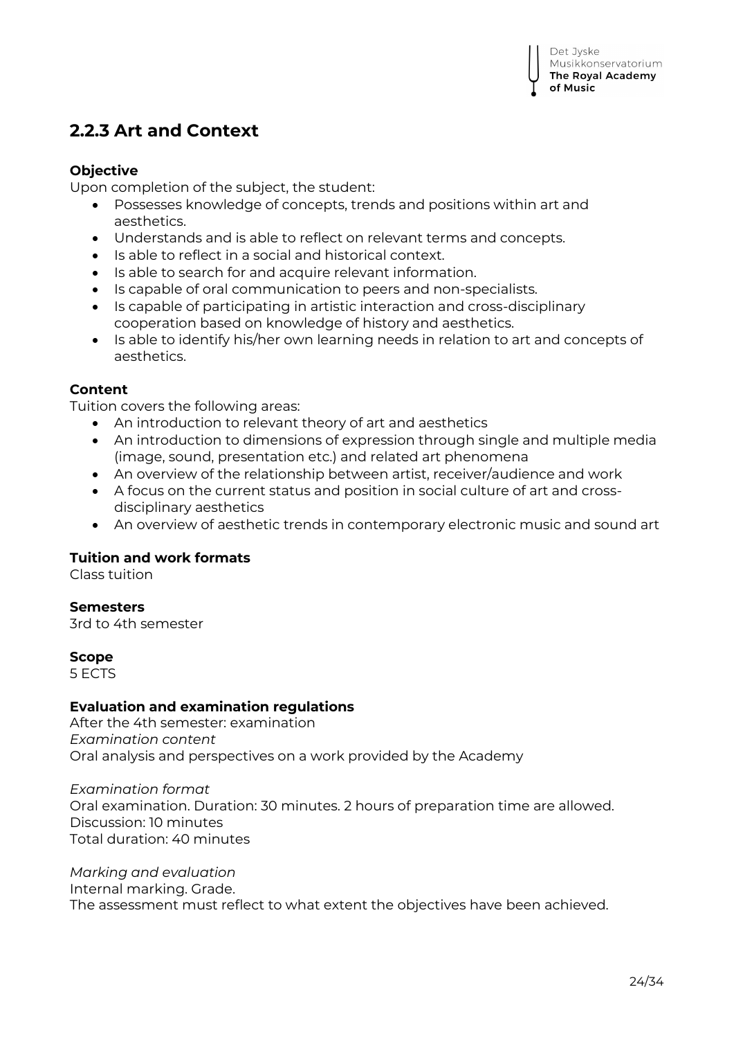## 2.2.3 Art and Context

**Objective**

Upon completion of the subject, the student:

- Possesses knowledge of concepts, trends and positions within art and aesthetics.
- Understands and is able to reflect on relevant terms and concepts.
- Is able to reflect in a social and historical context.
- Is able to search for and acquire relevant information.
- Is capable of oral communication to peers and non-specialists.
- Is capable of participating in artistic interaction and cross-disciplinary cooperation based on knowledge of history and aesthetics.
- Is able to identify his/her own learning needs in relation to art and concepts of aesthetics.

**Content**

Tuition covers the following areas:

- An introduction to relevant theory of art and aesthetics
- An introduction to dimensions of expression through single and multiple media (image, sound, presentation etc.) and related art phenomena
- An overview of the relationship between artist, receiver/audience and work
- A focus on the current status and position in social culture of art and cross-disciplinary aesthetics
- An overview of aesthetic trends in contemporary electronic music and sound art

**Tuition and work formats**

Class tuition

**Semesters**

3rd to 4th semester

**Scope**

5 ECTS

**Evaluation and examination regulations**

After the 4th semester: examination

*Examination content*

Oral analysis and perspectives on a work provided by the Academy

*Examination format*

Oral examination. Duration: 30 minutes. 2 hours of preparation time are allowed.
Discussion: 10 minutes
Total duration: 40 minutes

*Marking and evaluation*

Internal marking. Grade.
The assessment must reflect to what extent the objectives have been achieved.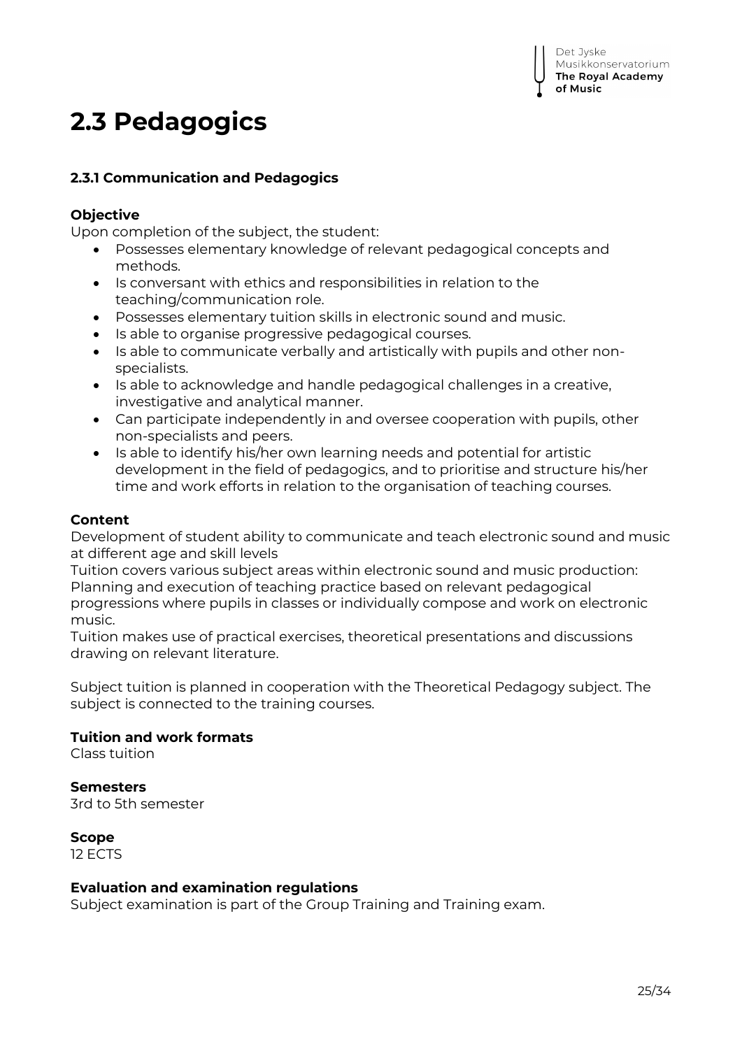# 2.3 Pedagogics

### 2.3.1 Communication and Pedagogics

**Objective**

Upon completion of the subject, the student:

- Possesses elementary knowledge of relevant pedagogical concepts and methods.
- Is conversant with ethics and responsibilities in relation to the teaching/communication role.
- Possesses elementary tuition skills in electronic sound and music.
- Is able to organise progressive pedagogical courses.
- Is able to communicate verbally and artistically with pupils and other non-specialists.
- Is able to acknowledge and handle pedagogical challenges in a creative, investigative and analytical manner.
- Can participate independently in and oversee cooperation with pupils, other non-specialists and peers.
- Is able to identify his/her own learning needs and potential for artistic development in the field of pedagogics, and to prioritise and structure his/her time and work efforts in relation to the organisation of teaching courses.

**Content**

Development of student ability to communicate and teach electronic sound and music at different age and skill levels
Tuition covers various subject areas within electronic sound and music production: Planning and execution of teaching practice based on relevant pedagogical progressions where pupils in classes or individually compose and work on electronic music.
Tuition makes use of practical exercises, theoretical presentations and discussions drawing on relevant literature.

Subject tuition is planned in cooperation with the Theoretical Pedagogy subject. The subject is connected to the training courses.

**Tuition and work formats**

Class tuition

**Semesters**

3rd to 5th semester

**Scope**

12 ECTS

**Evaluation and examination regulations**

Subject examination is part of the Group Training and Training exam.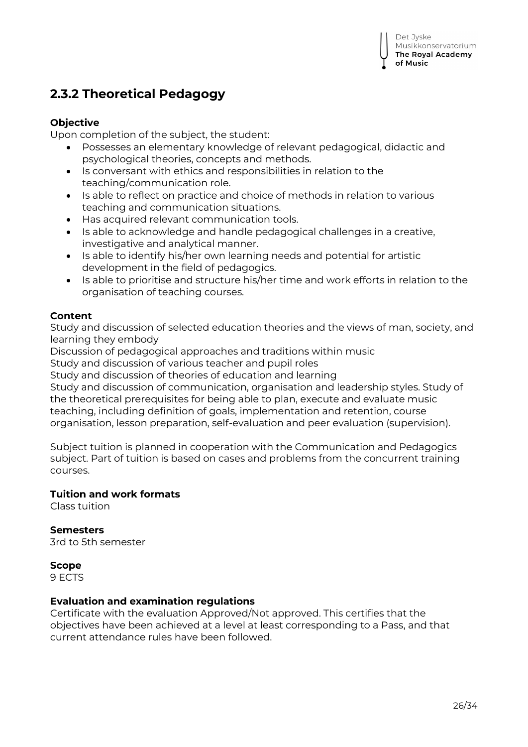## 2.3.2 Theoretical Pedagogy

**Objective**

Upon completion of the subject, the student:

- Possesses an elementary knowledge of relevant pedagogical, didactic and psychological theories, concepts and methods.
- Is conversant with ethics and responsibilities in relation to the teaching/communication role.
- Is able to reflect on practice and choice of methods in relation to various teaching and communication situations.
- Has acquired relevant communication tools.
- Is able to acknowledge and handle pedagogical challenges in a creative, investigative and analytical manner.
- Is able to identify his/her own learning needs and potential for artistic development in the field of pedagogics.
- Is able to prioritise and structure his/her time and work efforts in relation to the organisation of teaching courses.

**Content**

Study and discussion of selected education theories and the views of man, society, and learning they embody

Discussion of pedagogical approaches and traditions within music

Study and discussion of various teacher and pupil roles

Study and discussion of theories of education and learning

Study and discussion of communication, organisation and leadership styles. Study of the theoretical prerequisites for being able to plan, execute and evaluate music teaching, including definition of goals, implementation and retention, course organisation, lesson preparation, self-evaluation and peer evaluation (supervision).

Subject tuition is planned in cooperation with the Communication and Pedagogics subject. Part of tuition is based on cases and problems from the concurrent training courses.

**Tuition and work formats**

Class tuition

**Semesters**

3rd to 5th semester

**Scope**

9 ECTS

**Evaluation and examination regulations**

Certificate with the evaluation Approved/Not approved. This certifies that the objectives have been achieved at a level at least corresponding to a Pass, and that current attendance rules have been followed.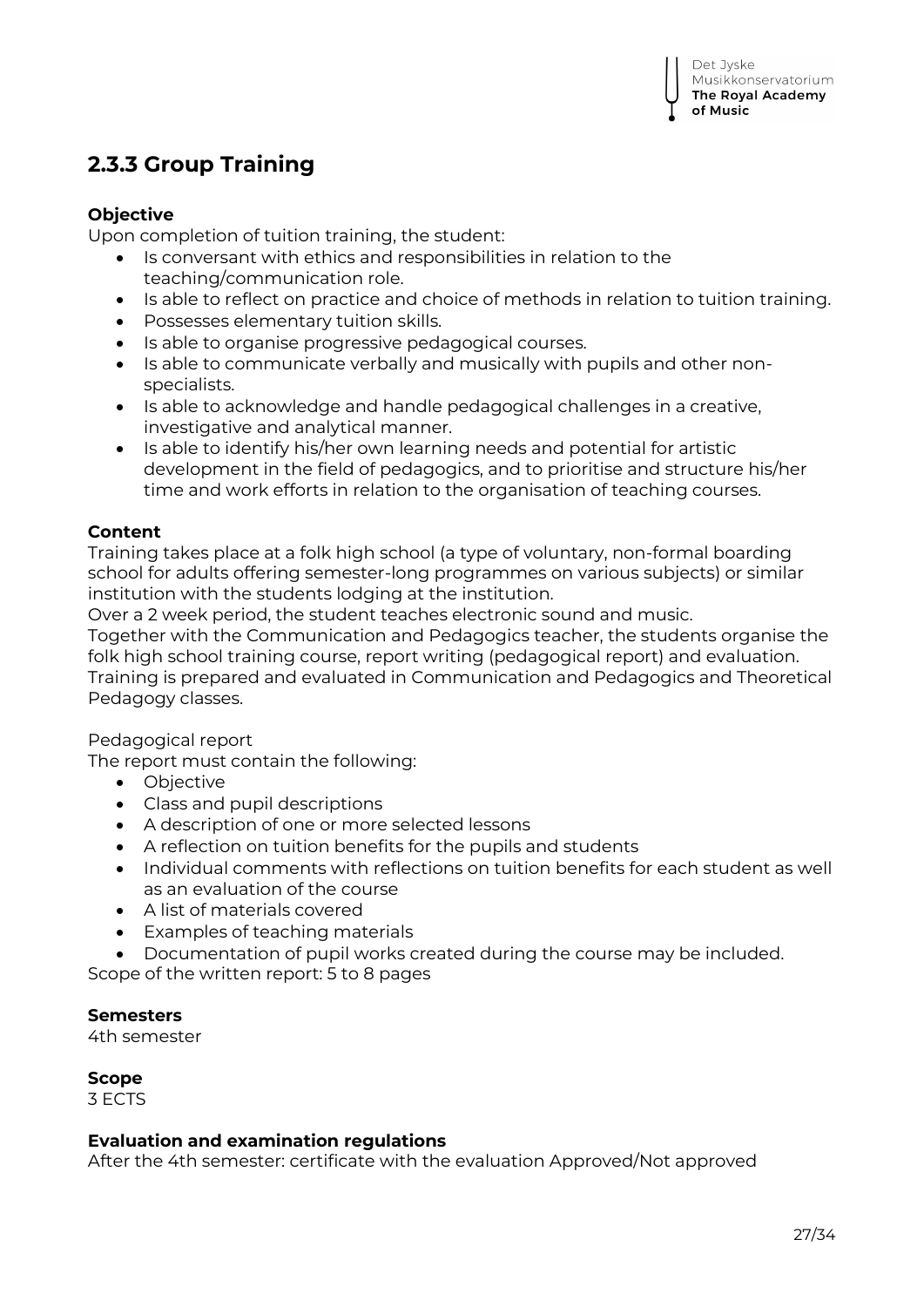## 2.3.3 Group Training

**Objective**

Upon completion of tuition training, the student:

- Is conversant with ethics and responsibilities in relation to the teaching/communication role.
- Is able to reflect on practice and choice of methods in relation to tuition training.
- Possesses elementary tuition skills.
- Is able to organise progressive pedagogical courses.
- Is able to communicate verbally and musically with pupils and other non-specialists.
- Is able to acknowledge and handle pedagogical challenges in a creative, investigative and analytical manner.
- Is able to identify his/her own learning needs and potential for artistic development in the field of pedagogics, and to prioritise and structure his/her time and work efforts in relation to the organisation of teaching courses.

**Content**

Training takes place at a folk high school (a type of voluntary, non-formal boarding school for adults offering semester-long programmes on various subjects) or similar institution with the students lodging at the institution.
Over a 2 week period, the student teaches electronic sound and music.
Together with the Communication and Pedagogics teacher, the students organise the folk high school training course, report writing (pedagogical report) and evaluation.
Training is prepared and evaluated in Communication and Pedagogics and Theoretical Pedagogy classes.

Pedagogical report

The report must contain the following:

- Objective
- Class and pupil descriptions
- A description of one or more selected lessons
- A reflection on tuition benefits for the pupils and students
- Individual comments with reflections on tuition benefits for each student as well as an evaluation of the course
- A list of materials covered
- Examples of teaching materials
- Documentation of pupil works created during the course may be included.

Scope of the written report: 5 to 8 pages

**Semesters**

4th semester

**Scope**

3 ECTS

**Evaluation and examination regulations**

After the 4th semester: certificate with the evaluation Approved/Not approved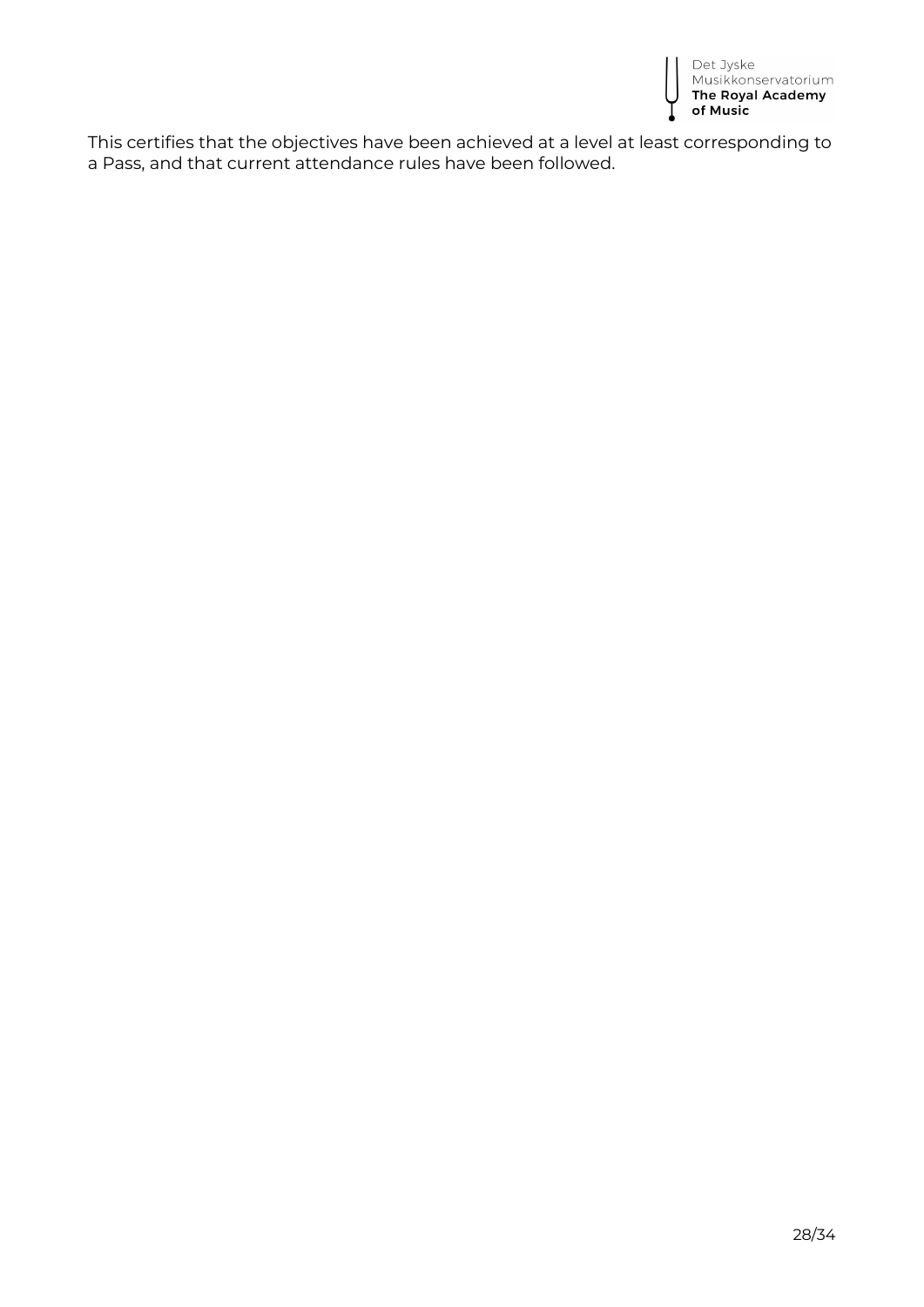This certifies that the objectives have been achieved at a level at least corresponding to a Pass, and that current attendance rules have been followed.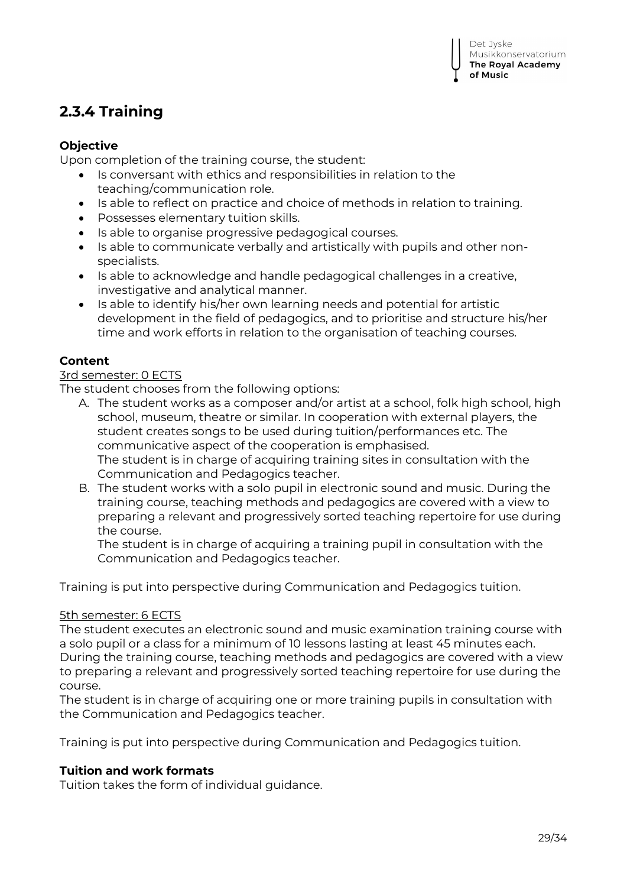## 2.3.4 Training

**Objective**

Upon completion of the training course, the student:

- Is conversant with ethics and responsibilities in relation to the teaching/communication role.
- Is able to reflect on practice and choice of methods in relation to training.
- Possesses elementary tuition skills.
- Is able to organise progressive pedagogical courses.
- Is able to communicate verbally and artistically with pupils and other non-specialists.
- Is able to acknowledge and handle pedagogical challenges in a creative, investigative and analytical manner.
- Is able to identify his/her own learning needs and potential for artistic development in the field of pedagogics, and to prioritise and structure his/her time and work efforts in relation to the organisation of teaching courses.

**Content**

<u>3rd semester: 0 ECTS</u>

The student chooses from the following options:

A. The student works as a composer and/or artist at a school, folk high school, high school, museum, theatre or similar. In cooperation with external players, the student creates songs to be used during tuition/performances etc. The communicative aspect of the cooperation is emphasised.
   The student is in charge of acquiring training sites in consultation with the Communication and Pedagogics teacher.
B. The student works with a solo pupil in electronic sound and music. During the training course, teaching methods and pedagogics are covered with a view to preparing a relevant and progressively sorted teaching repertoire for use during the course.
   The student is in charge of acquiring a training pupil in consultation with the Communication and Pedagogics teacher.

Training is put into perspective during Communication and Pedagogics tuition.

<u>5th semester: 6 ECTS</u>

The student executes an electronic sound and music examination training course with a solo pupil or a class for a minimum of 10 lessons lasting at least 45 minutes each. During the training course, teaching methods and pedagogics are covered with a view to preparing a relevant and progressively sorted teaching repertoire for use during the course.

The student is in charge of acquiring one or more training pupils in consultation with the Communication and Pedagogics teacher.

Training is put into perspective during Communication and Pedagogics tuition.

**Tuition and work formats**

Tuition takes the form of individual guidance.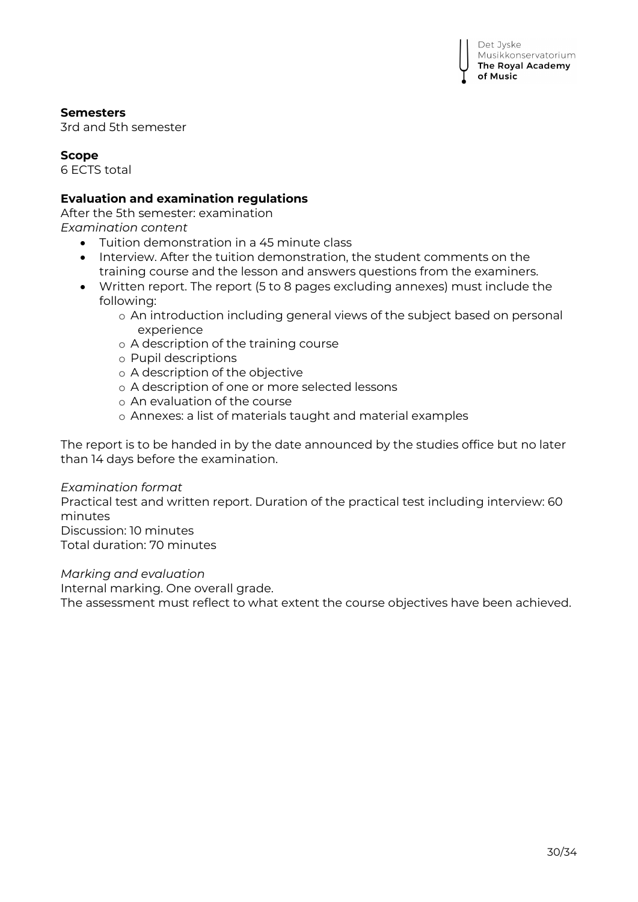**Semesters**
3rd and 5th semester

**Scope**
6 ECTS total

**Evaluation and examination regulations**
After the 5th semester: examination
*Examination content*

- Tuition demonstration in a 45 minute class
- Interview. After the tuition demonstration, the student comments on the training course and the lesson and answers questions from the examiners.
- Written report. The report (5 to 8 pages excluding annexes) must include the following:
    - An introduction including general views of the subject based on personal experience
    - A description of the training course
    - Pupil descriptions
    - A description of the objective
    - A description of one or more selected lessons
    - An evaluation of the course
    - Annexes: a list of materials taught and material examples

The report is to be handed in by the date announced by the studies office but no later than 14 days before the examination.

*Examination format*
Practical test and written report. Duration of the practical test including interview: 60 minutes
Discussion: 10 minutes
Total duration: 70 minutes

*Marking and evaluation*
Internal marking. One overall grade.
The assessment must reflect to what extent the course objectives have been achieved.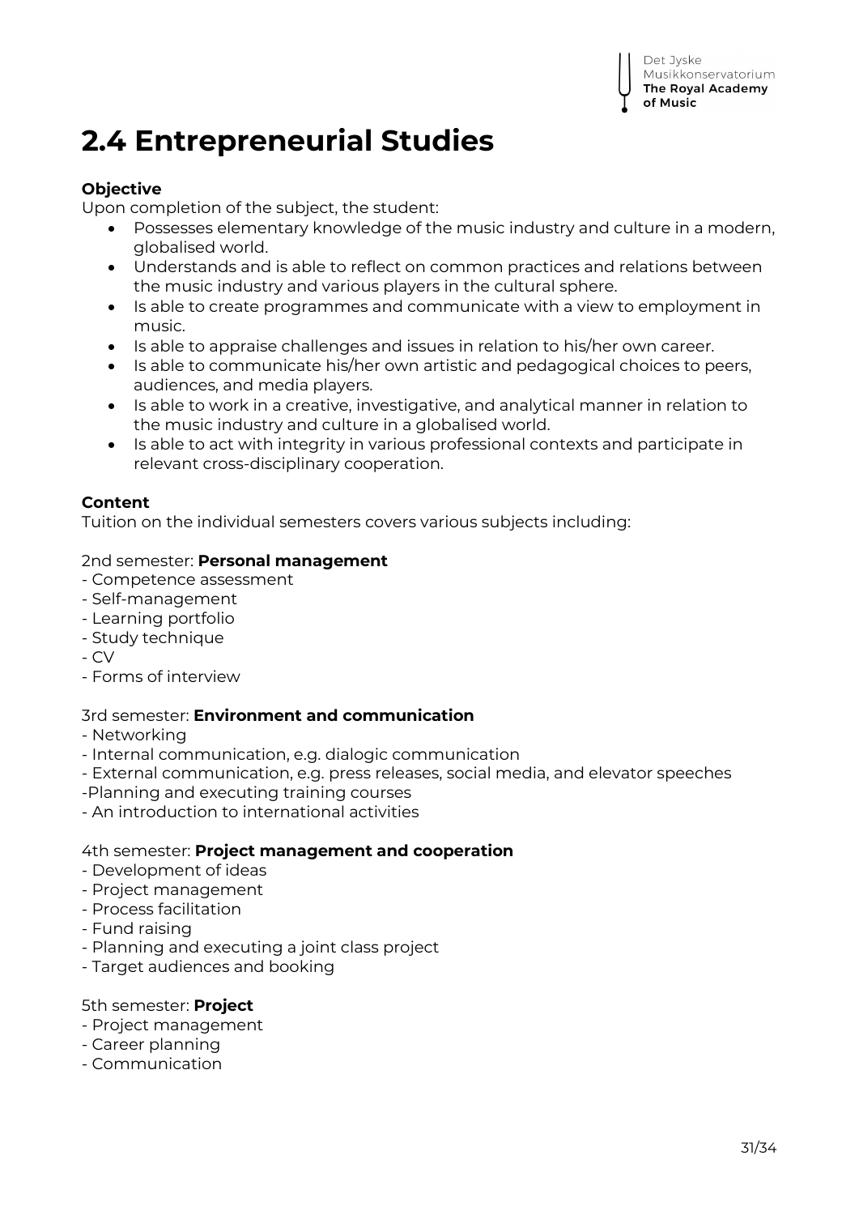# 2.4 Entrepreneurial Studies

**Objective**

Upon completion of the subject, the student:

- Possesses elementary knowledge of the music industry and culture in a modern, globalised world.
- Understands and is able to reflect on common practices and relations between the music industry and various players in the cultural sphere.
- Is able to create programmes and communicate with a view to employment in music.
- Is able to appraise challenges and issues in relation to his/her own career.
- Is able to communicate his/her own artistic and pedagogical choices to peers, audiences, and media players.
- Is able to work in a creative, investigative, and analytical manner in relation to the music industry and culture in a globalised world.
- Is able to act with integrity in various professional contexts and participate in relevant cross-disciplinary cooperation.

**Content**

Tuition on the individual semesters covers various subjects including:

2nd semester: **Personal management**
- Competence assessment
- Self-management
- Learning portfolio
- Study technique
- CV
- Forms of interview

3rd semester: **Environment and communication**
- Networking
- Internal communication, e.g. dialogic communication
- External communication, e.g. press releases, social media, and elevator speeches
-Planning and executing training courses
- An introduction to international activities

4th semester: **Project management and cooperation**
- Development of ideas
- Project management
- Process facilitation
- Fund raising
- Planning and executing a joint class project
- Target audiences and booking

5th semester: **Project**
- Project management
- Career planning
- Communication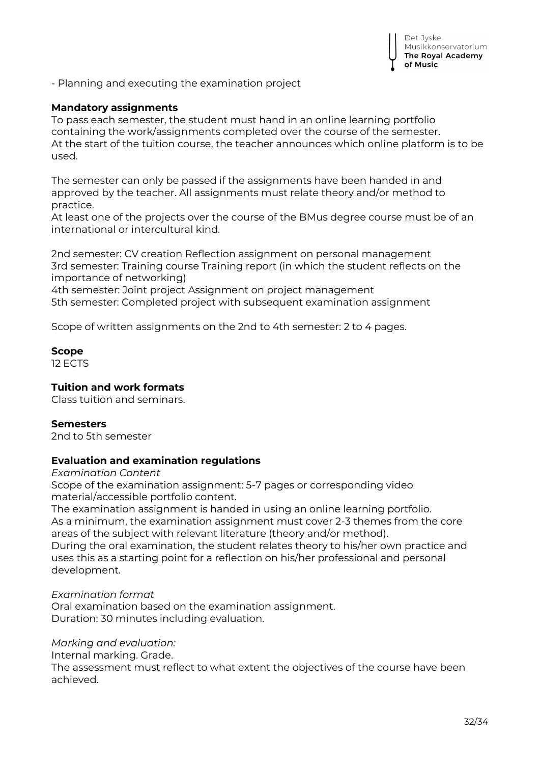- Planning and executing the examination project

**Mandatory assignments**
To pass each semester, the student must hand in an online learning portfolio containing the work/assignments completed over the course of the semester.
At the start of the tuition course, the teacher announces which online platform is to be used.

The semester can only be passed if the assignments have been handed in and approved by the teacher. All assignments must relate theory and/or method to practice.
At least one of the projects over the course of the BMus degree course must be of an international or intercultural kind.

2nd semester: CV creation Reflection assignment on personal management
3rd semester: Training course Training report (in which the student reflects on the importance of networking)
4th semester: Joint project Assignment on project management
5th semester: Completed project with subsequent examination assignment

Scope of written assignments on the 2nd to 4th semester: 2 to 4 pages.

**Scope**
12 ECTS

**Tuition and work formats**
Class tuition and seminars.

**Semesters**
2nd to 5th semester

**Evaluation and examination regulations**
*Examination Content*
Scope of the examination assignment: 5-7 pages or corresponding video material/accessible portfolio content.
The examination assignment is handed in using an online learning portfolio.
As a minimum, the examination assignment must cover 2-3 themes from the core areas of the subject with relevant literature (theory and/or method).
During the oral examination, the student relates theory to his/her own practice and uses this as a starting point for a reflection on his/her professional and personal development.

*Examination format*
Oral examination based on the examination assignment.
Duration: 30 minutes including evaluation.

*Marking and evaluation:*
Internal marking. Grade.
The assessment must reflect to what extent the objectives of the course have been achieved.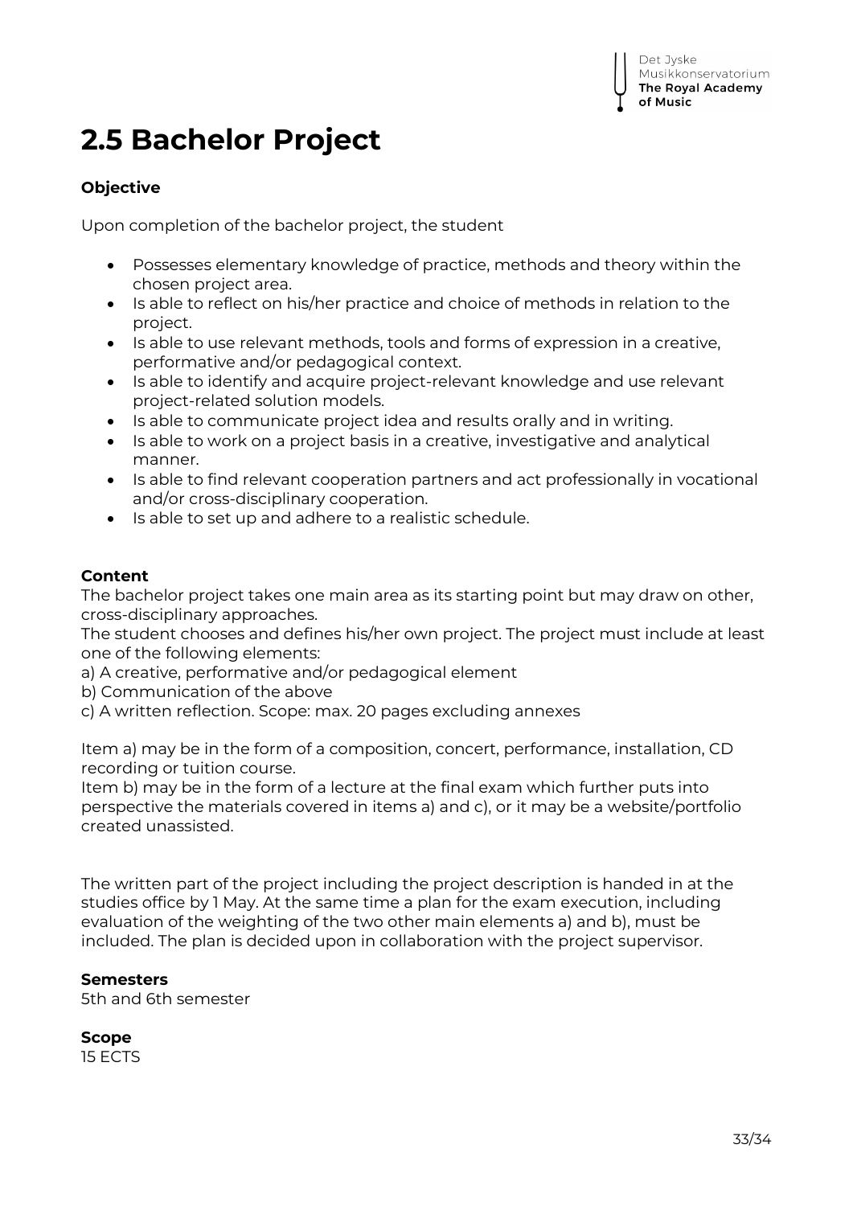# 2.5 Bachelor Project

**Objective**

Upon completion of the bachelor project, the student

- Possesses elementary knowledge of practice, methods and theory within the chosen project area.
- Is able to reflect on his/her practice and choice of methods in relation to the project.
- Is able to use relevant methods, tools and forms of expression in a creative, performative and/or pedagogical context.
- Is able to identify and acquire project-relevant knowledge and use relevant project-related solution models.
- Is able to communicate project idea and results orally and in writing.
- Is able to work on a project basis in a creative, investigative and analytical manner.
- Is able to find relevant cooperation partners and act professionally in vocational and/or cross-disciplinary cooperation.
- Is able to set up and adhere to a realistic schedule.

**Content**

The bachelor project takes one main area as its starting point but may draw on other, cross-disciplinary approaches.
The student chooses and defines his/her own project. The project must include at least one of the following elements:
a) A creative, performative and/or pedagogical element
b) Communication of the above
c) A written reflection. Scope: max. 20 pages excluding annexes

Item a) may be in the form of a composition, concert, performance, installation, CD recording or tuition course.
Item b) may be in the form of a lecture at the final exam which further puts into perspective the materials covered in items a) and c), or it may be a website/portfolio created unassisted.

The written part of the project including the project description is handed in at the studies office by 1 May. At the same time a plan for the exam execution, including evaluation of the weighting of the two other main elements a) and b), must be included. The plan is decided upon in collaboration with the project supervisor.

**Semesters**
5th and 6th semester

**Scope**
15 ECTS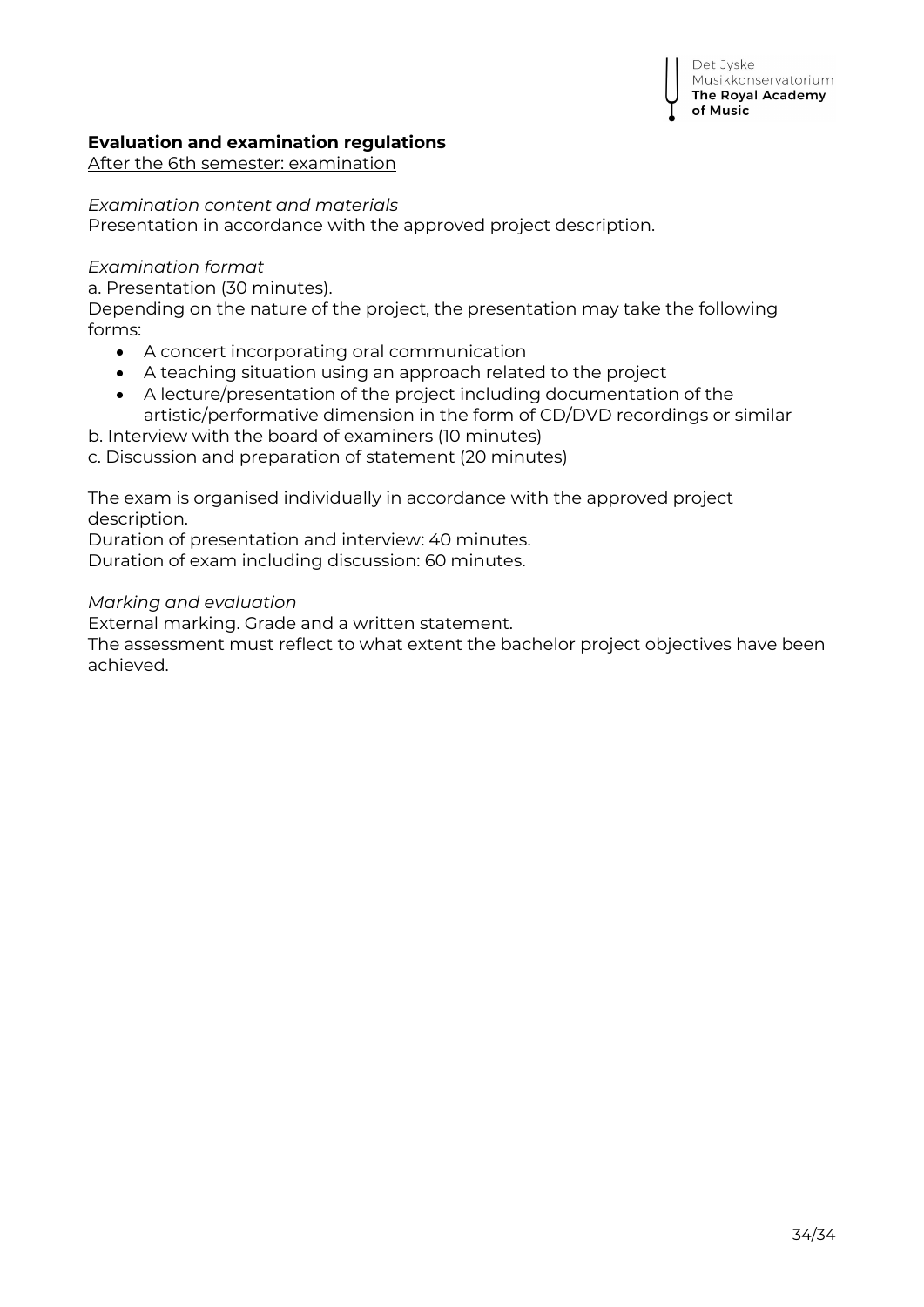**Evaluation and examination regulations**

After the 6th semester: examination

*Examination content and materials*

Presentation in accordance with the approved project description.

*Examination format*

a. Presentation (30 minutes).

Depending on the nature of the project, the presentation may take the following forms:

- A concert incorporating oral communication
- A teaching situation using an approach related to the project
- A lecture/presentation of the project including documentation of the artistic/performative dimension in the form of CD/DVD recordings or similar

b. Interview with the board of examiners (10 minutes)

c. Discussion and preparation of statement (20 minutes)

The exam is organised individually in accordance with the approved project description.

Duration of presentation and interview: 40 minutes.

Duration of exam including discussion: 60 minutes.

*Marking and evaluation*

External marking. Grade and a written statement.

The assessment must reflect to what extent the bachelor project objectives have been achieved.